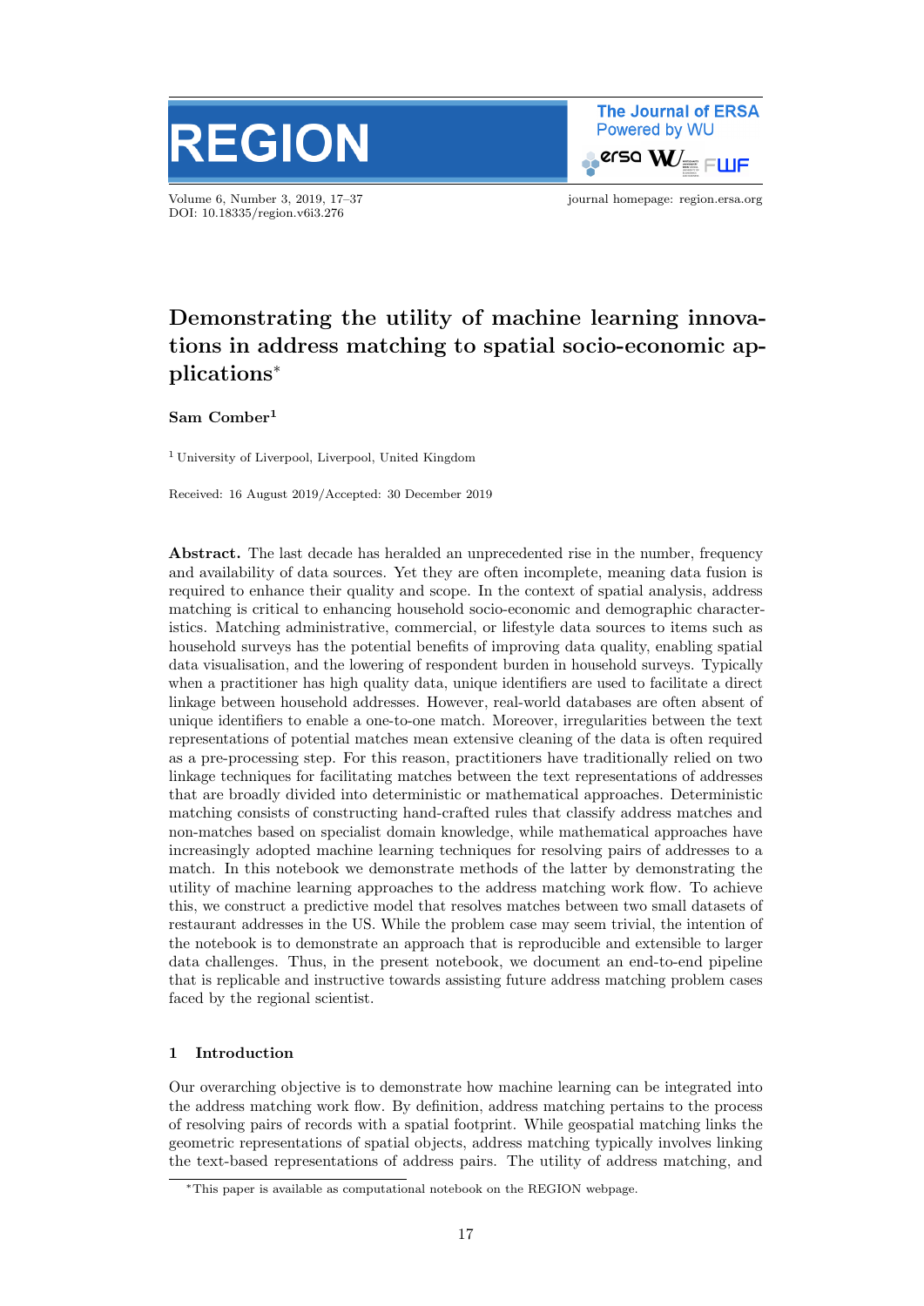# Demonstrating the utility of machine learning innovations in address matching to spatial socio-economic applications*

**Sam Comber**[1]

[1] University of Liverpool, Liverpool, United Kingdom

Received: 16 August 2019/Accepted: 30 December 2019

**Abstract.** The last decade has heralded an unprecedented rise in the number, frequency and availability of data sources. Yet they are often incomplete, meaning data fusion is required to enhance their quality and scope. In the context of spatial analysis, address matching is critical to enhancing household socio-economic and demographic characteristics. Matching administrative, commercial, or lifestyle data sources to items such as household surveys has the potential benefits of improving data quality, enabling spatial data visualisation, and the lowering of respondent burden in household surveys. Typically when a practitioner has high quality data, unique identifiers are used to facilitate a direct linkage between household addresses. However, real-world databases are often absent of unique identifiers to enable a one-to-one match. Moreover, irregularities between the text representations of potential matches mean extensive cleaning of the data is often required as a pre-processing step. For this reason, practitioners have traditionally relied on two linkage techniques for facilitating matches between the text representations of addresses that are broadly divided into deterministic or mathematical approaches. Deterministic matching consists of constructing hand-crafted rules that classify address matches and non-matches based on specialist domain knowledge, while mathematical approaches have increasingly adopted machine learning techniques for resolving pairs of addresses to a match. In this notebook we demonstrate methods of the latter by demonstrating the utility of machine learning approaches to the address matching work flow. To achieve this, we construct a predictive model that resolves matches between two small datasets of restaurant addresses in the US. While the problem case may seem trivial, the intention of the notebook is to demonstrate an approach that is reproducible and extensible to larger data challenges. Thus, in the present notebook, we document an end-to-end pipeline that is replicable and instructive towards assisting future address matching problem cases faced by the regional scientist.

## 1 Introduction

Our overarching objective is to demonstrate how machine learning can be integrated into the address matching work flow. By definition, address matching pertains to the process of resolving pairs of records with a spatial footprint. While geospatial matching links the geometric representations of spatial objects, address matching typically involves linking the text-based representations of address pairs. The utility of address matching, and

*This paper is available as computational notebook on the REGION webpage.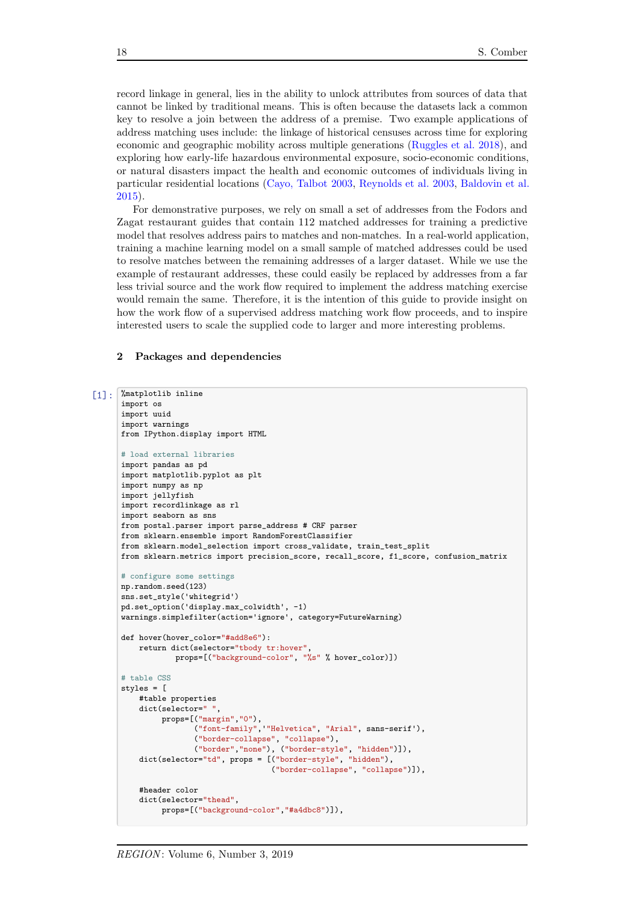record linkage in general, lies in the ability to unlock attributes from sources of data that cannot be linked by traditional means. This is often because the datasets lack a common key to resolve a join between the address of a premise. Two example applications of address matching uses include: the linkage of historical censuses across time for exploring economic and geographic mobility across multiple generations (Ruggles et al. 2018), and exploring how early-life hazardous environmental exposure, socio-economic conditions, or natural disasters impact the health and economic outcomes of individuals living in particular residential locations (Cayo, Talbot 2003, Reynolds et al. 2003, Baldovin et al. 2015).

For demonstrative purposes, we rely on small a set of addresses from the Fodors and Zagat restaurant guides that contain 112 matched addresses for training a predictive model that resolves address pairs to matches and non-matches. In a real-world application, training a machine learning model on a small sample of matched addresses could be used to resolve matches between the remaining addresses of a larger dataset. While we use the example of restaurant addresses, these could easily be replaced by addresses from a far less trivial source and the work flow required to implement the address matching exercise would remain the same. Therefore, it is the intention of this guide to provide insight on how the work flow of a supervised address matching work flow proceeds, and to inspire interested users to scale the supplied code to larger and more interesting problems.

## 2 Packages and dependencies

[1]:
```
%matplotlib inline
import os
import uuid
import warnings
from IPython.display import HTML

# load external libraries
import pandas as pd
import matplotlib.pyplot as plt
import numpy as np
import jellyfish
import recordlinkage as rl
import seaborn as sns
from postal.parser import parse_address # CRF parser
from sklearn.ensemble import RandomForestClassifier
from sklearn.model_selection import cross_validate, train_test_split
from sklearn.metrics import precision_score, recall_score, f1_score, confusion_matrix

# configure some settings
np.random.seed(123)
sns.set_style('whitegrid')
pd.set_option('display.max_colwidth', -1)
warnings.simplefilter(action='ignore', category=FutureWarning)

def hover(hover_color="#add8e6"):
    return dict(selector="tbody tr:hover",
            props=[("background-color", "%s" % hover_color)])

# table CSS
styles = [
    #table properties
    dict(selector=" ",
         props=[("margin","0"),
                ("font-family",'"Helvetica", "Arial", sans-serif'),
                ("border-collapse", "collapse"),
                ("border","none"), ("border-style", "hidden")]),
    dict(selector="td", props = [("border-style", "hidden"),
                                 ("border-collapse", "collapse")]),

    #header color
    dict(selector="thead",
         props=[("background-color","#a4dbc8")]),
```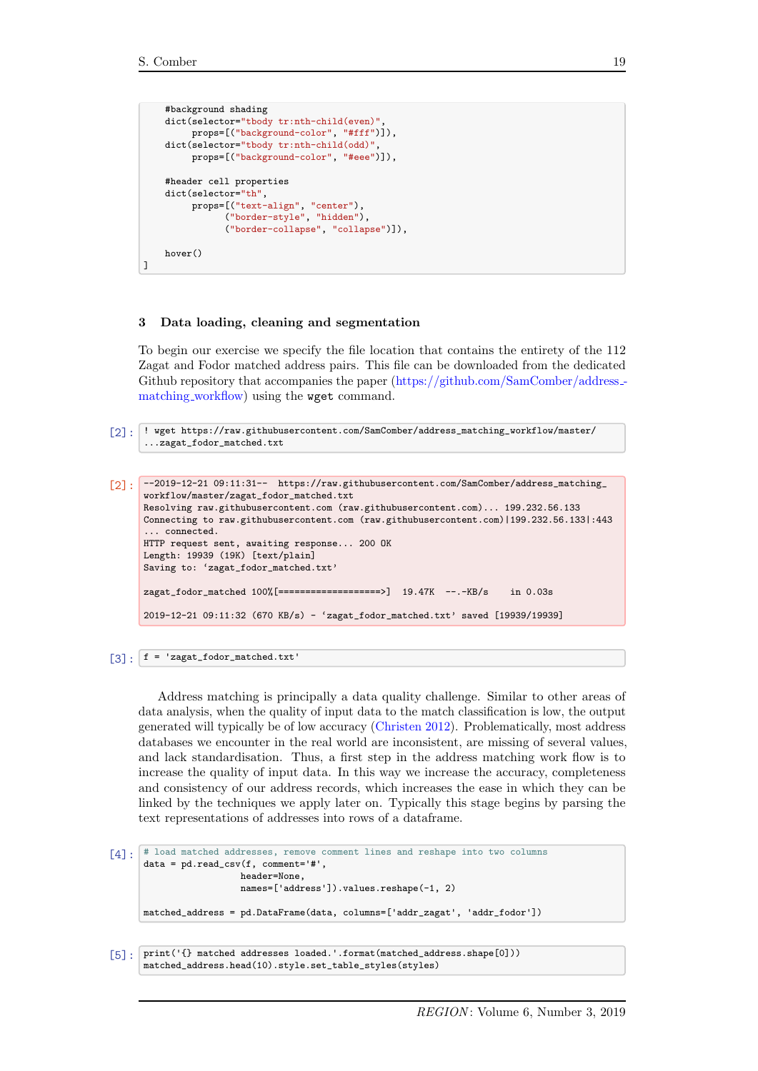```
    #background shading
    dict(selector="tbody tr:nth-child(even)",
         props=[("background-color", "#fff")]),
    dict(selector="tbody tr:nth-child(odd)",
         props=[("background-color", "#eee")]),

    #header cell properties
    dict(selector="th",
         props=[("text-align", "center"),
                ("border-style", "hidden"),
                ("border-collapse", "collapse")]),

    hover()
]
```

## 3 Data loading, cleaning and segmentation

To begin our exercise we specify the file location that contains the entirety of the 112 Zagat and Fodor matched address pairs. This file can be downloaded from the dedicated Github repository that accompanies the paper (https://github.com/SamComber/address_matching_workflow) using the `wget` command.

[2]:
```
! wget https://raw.githubusercontent.com/SamComber/address_matching_workflow/master/
...zagat_fodor_matched.txt
```

[2]:
```
--2019-12-21 09:11:31--  https://raw.githubusercontent.com/SamComber/address_matching_
workflow/master/zagat_fodor_matched.txt
Resolving raw.githubusercontent.com (raw.githubusercontent.com)... 199.232.56.133
Connecting to raw.githubusercontent.com (raw.githubusercontent.com)|199.232.56.133|:443
... connected.
HTTP request sent, awaiting response... 200 OK
Length: 19939 (19K) [text/plain]
Saving to: 'zagat_fodor_matched.txt'

zagat_fodor_matched 100%[===================>]  19.47K  --.-KB/s    in 0.03s

2019-12-21 09:11:32 (670 KB/s) - 'zagat_fodor_matched.txt' saved [19939/19939]
```

[3]:
```
f = 'zagat_fodor_matched.txt'
```

Address matching is principally a data quality challenge. Similar to other areas of data analysis, when the quality of input data to the match classification is low, the output generated will typically be of low accuracy (Christen 2012). Problematically, most address databases we encounter in the real world are inconsistent, are missing of several values, and lack standardisation. Thus, a first step in the address matching work flow is to increase the quality of input data. In this way we increase the accuracy, completeness and consistency of our address records, which increases the ease in which they can be linked by the techniques we apply later on. Typically this stage begins by parsing the text representations of addresses into rows of a dataframe.

[4]:
```
# load matched addresses, remove comment lines and reshape into two columns
data = pd.read_csv(f, comment='#',
                   header=None,
                   names=['address']).values.reshape(-1, 2)

matched_address = pd.DataFrame(data, columns=['addr_zagat', 'addr_fodor'])
```

[5]:
```
print('{} matched addresses loaded.'.format(matched_address.shape[0]))
matched_address.head(10).style.set_table_styles(styles)
```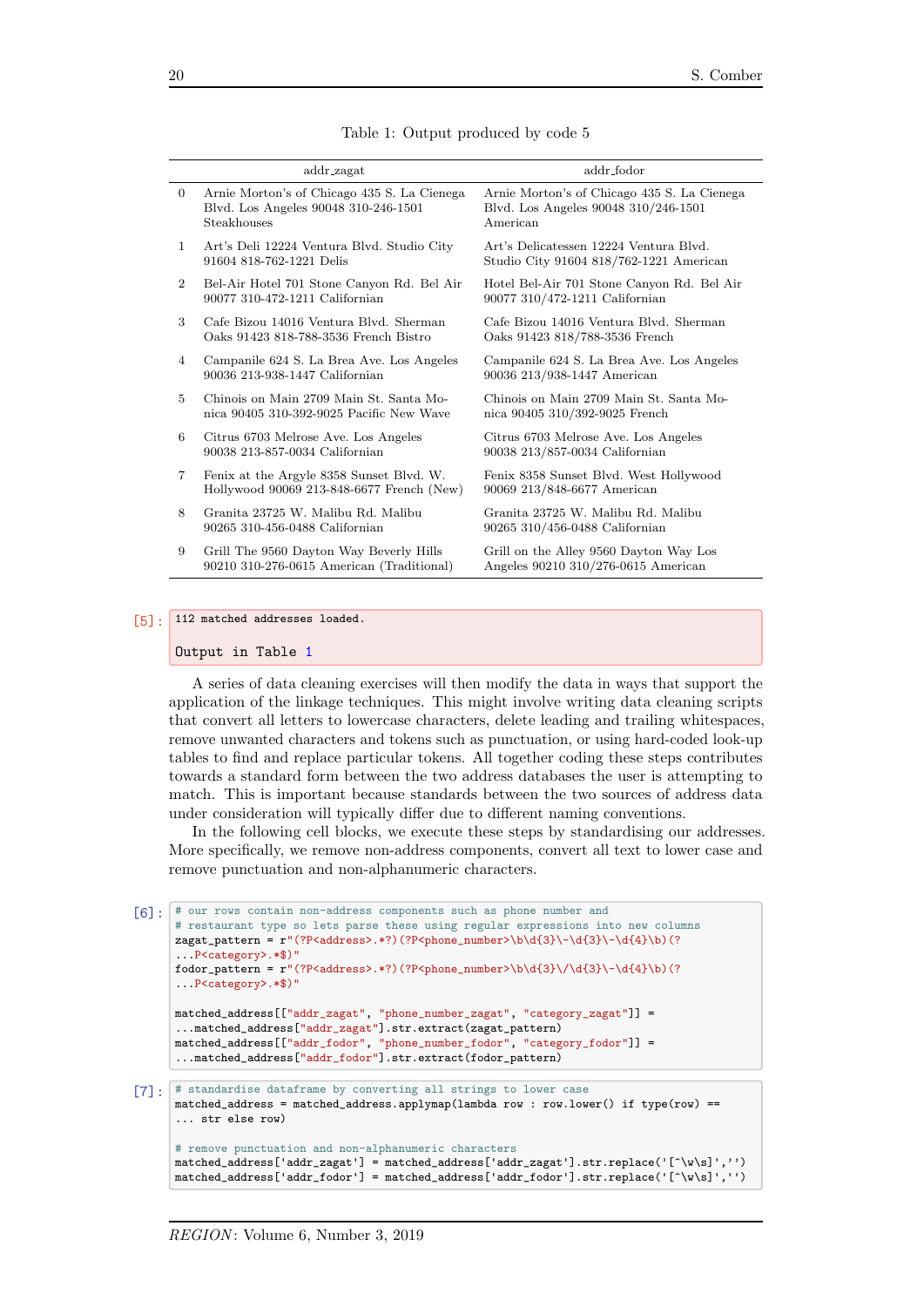Table 1: Output produced by code 5

| | addr_zagat | addr_fodor |
|---|---|---|
| 0 | Arnie Morton's of Chicago 435 S. La Cienega Blvd. Los Angeles 90048 310-246-1501 Steakhouses | Arnie Morton's of Chicago 435 S. La Cienega Blvd. Los Angeles 90048 310/246-1501 American |
| 1 | Art's Deli 12224 Ventura Blvd. Studio City 91604 818-762-1221 Delis | Art's Delicatessen 12224 Ventura Blvd. Studio City 91604 818/762-1221 American |
| 2 | Bel-Air Hotel 701 Stone Canyon Rd. Bel Air 90077 310-472-1211 Californian | Hotel Bel-Air 701 Stone Canyon Rd. Bel Air 90077 310/472-1211 Californian |
| 3 | Cafe Bizou 14016 Ventura Blvd. Sherman Oaks 91423 818-788-3536 French Bistro | Cafe Bizou 14016 Ventura Blvd. Sherman Oaks 91423 818/788-3536 French |
| 4 | Campanile 624 S. La Brea Ave. Los Angeles 90036 213-938-1447 Californian | Campanile 624 S. La Brea Ave. Los Angeles 90036 213/938-1447 American |
| 5 | Chinois on Main 2709 Main St. Santa Monica 90405 310-392-9025 Pacific New Wave | Chinois on Main 2709 Main St. Santa Monica 90405 310/392-9025 French |
| 6 | Citrus 6703 Melrose Ave. Los Angeles 90038 213-857-0034 Californian | Citrus 6703 Melrose Ave. Los Angeles 90038 213/857-0034 Californian |
| 7 | Fenix at the Argyle 8358 Sunset Blvd. W. Hollywood 90069 213-848-6677 French (New) | Fenix 8358 Sunset Blvd. West Hollywood 90069 213/848-6677 American |
| 8 | Granita 23725 W. Malibu Rd. Malibu 90265 310-456-0488 Californian | Granita 23725 W. Malibu Rd. Malibu 90265 310/456-0488 Californian |
| 9 | Grill The 9560 Dayton Way Beverly Hills 90210 310-276-0615 American (Traditional) | Grill on the Alley 9560 Dayton Way Los Angeles 90210 310/276-0615 American |

[5]:
```
112 matched addresses loaded.

Output in Table 1
```

A series of data cleaning exercises will then modify the data in ways that support the application of the linkage techniques. This might involve writing data cleaning scripts that convert all letters to lowercase characters, delete leading and trailing whitespaces, remove unwanted characters and tokens such as punctuation, or using hard-coded look-up tables to find and replace particular tokens. All together coding these steps contributes towards a standard form between the two address databases the user is attempting to match. This is important because standards between the two sources of address data under consideration will typically differ due to different naming conventions.

In the following cell blocks, we execute these steps by standardising our addresses. More specifically, we remove non-address components, convert all text to lower case and remove punctuation and non-alphanumeric characters.

[6]:
```
# our rows contain non-address components such as phone number and
# restaurant type so lets parse these using regular expressions into new columns
zagat_pattern = r"(?P<address>.*?)(?P<phone_number>\b\d{3}\-\d{3}\-\d{4}\b)(?
...P<category>.*$)"
fodor_pattern = r"(?P<address>.*?)(?P<phone_number>\b\d{3}\/\d{3}\-\d{4}\b)(?
...P<category>.*$)"

matched_address[["addr_zagat", "phone_number_zagat", "category_zagat"]] =
...matched_address["addr_zagat"].str.extract(zagat_pattern)
matched_address[["addr_fodor", "phone_number_fodor", "category_fodor"]] =
...matched_address["addr_fodor"].str.extract(fodor_pattern)
```

[7]:
```
# standardise dataframe by converting all strings to lower case
matched_address = matched_address.applymap(lambda row : row.lower() if type(row) ==
... str else row)

# remove punctuation and non-alphanumeric characters
matched_address['addr_zagat'] = matched_address['addr_zagat'].str.replace('[^\w\s]','')
matched_address['addr_fodor'] = matched_address['addr_fodor'].str.replace('[^\w\s]','')
```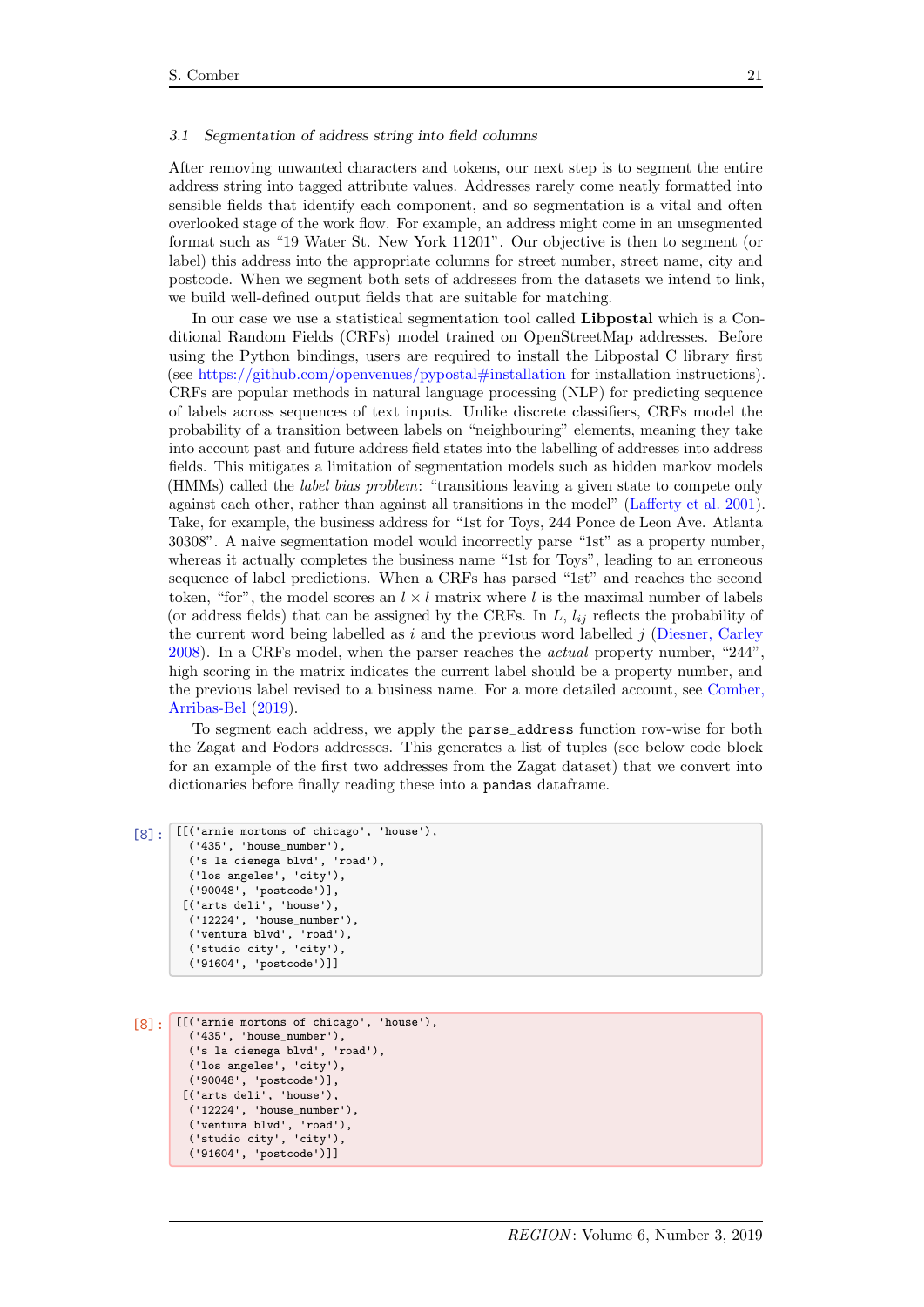### 3.1 *Segmentation of address string into field columns*

After removing unwanted characters and tokens, our next step is to segment the entire address string into tagged attribute values. Addresses rarely come neatly formatted into sensible fields that identify each component, and so segmentation is a vital and often overlooked stage of the work flow. For example, an address might come in an unsegmented format such as “19 Water St. New York 11201”. Our objective is then to segment (or label) this address into the appropriate columns for street number, street name, city and postcode. When we segment both sets of addresses from the datasets we intend to link, we build well-defined output fields that are suitable for matching.

In our case we use a statistical segmentation tool called **Libpostal** which is a Conditional Random Fields (CRFs) model trained on OpenStreetMap addresses. Before using the Python bindings, users are required to install the Libpostal C library first (see https://github.com/openvenues/pypostal#installation for installation instructions). CRFs are popular methods in natural language processing (NLP) for predicting sequence of labels across sequences of text inputs. Unlike discrete classifiers, CRFs model the probability of a transition between labels on “neighbouring” elements, meaning they take into account past and future address field states into the labelling of addresses into address fields. This mitigates a limitation of segmentation models such as hidden markov models (HMMs) called the *label bias problem*: “transitions leaving a given state to compete only against each other, rather than against all transitions in the model” (Lafferty et al. 2001). Take, for example, the business address for “1st for Toys, 244 Ponce de Leon Ave. Atlanta 30308”. A naive segmentation model would incorrectly parse “1st” as a property number, whereas it actually completes the business name “1st for Toys”, leading to an erroneous sequence of label predictions. When a CRFs has parsed “1st” and reaches the second token, “for”, the model scores an $l \times l$ matrix where $l$ is the maximal number of labels (or address fields) that can be assigned by the CRFs. In $L$, $l_{ij}$ reflects the probability of the current word being labelled as $i$ and the previous word labelled $j$ (Diesner, Carley 2008). In a CRFs model, when the parser reaches the *actual* property number, “244”, high scoring in the matrix indicates the current label should be a property number, and the previous label revised to a business name. For a more detailed account, see Comber, Arribas-Bel (2019).

To segment each address, we apply the `parse_address` function row-wise for both the Zagat and Fodors addresses. This generates a list of tuples (see below code block for an example of the first two addresses from the Zagat dataset) that we convert into dictionaries before finally reading these into a `pandas` dataframe.

[8]:
```
[[('arnie mortons of chicago', 'house'),
  ('435', 'house_number'),
  ('s la cienega blvd', 'road'),
  ('los angeles', 'city'),
  ('90048', 'postcode')],
 [('arts deli', 'house'),
  ('12224', 'house_number'),
  ('ventura blvd', 'road'),
  ('studio city', 'city'),
  ('91604', 'postcode')]]
```

[8]:
```
[[('arnie mortons of chicago', 'house'),
  ('435', 'house_number'),
  ('s la cienega blvd', 'road'),
  ('los angeles', 'city'),
  ('90048', 'postcode')],
 [('arts deli', 'house'),
  ('12224', 'house_number'),
  ('ventura blvd', 'road'),
  ('studio city', 'city'),
  ('91604', 'postcode')]]
```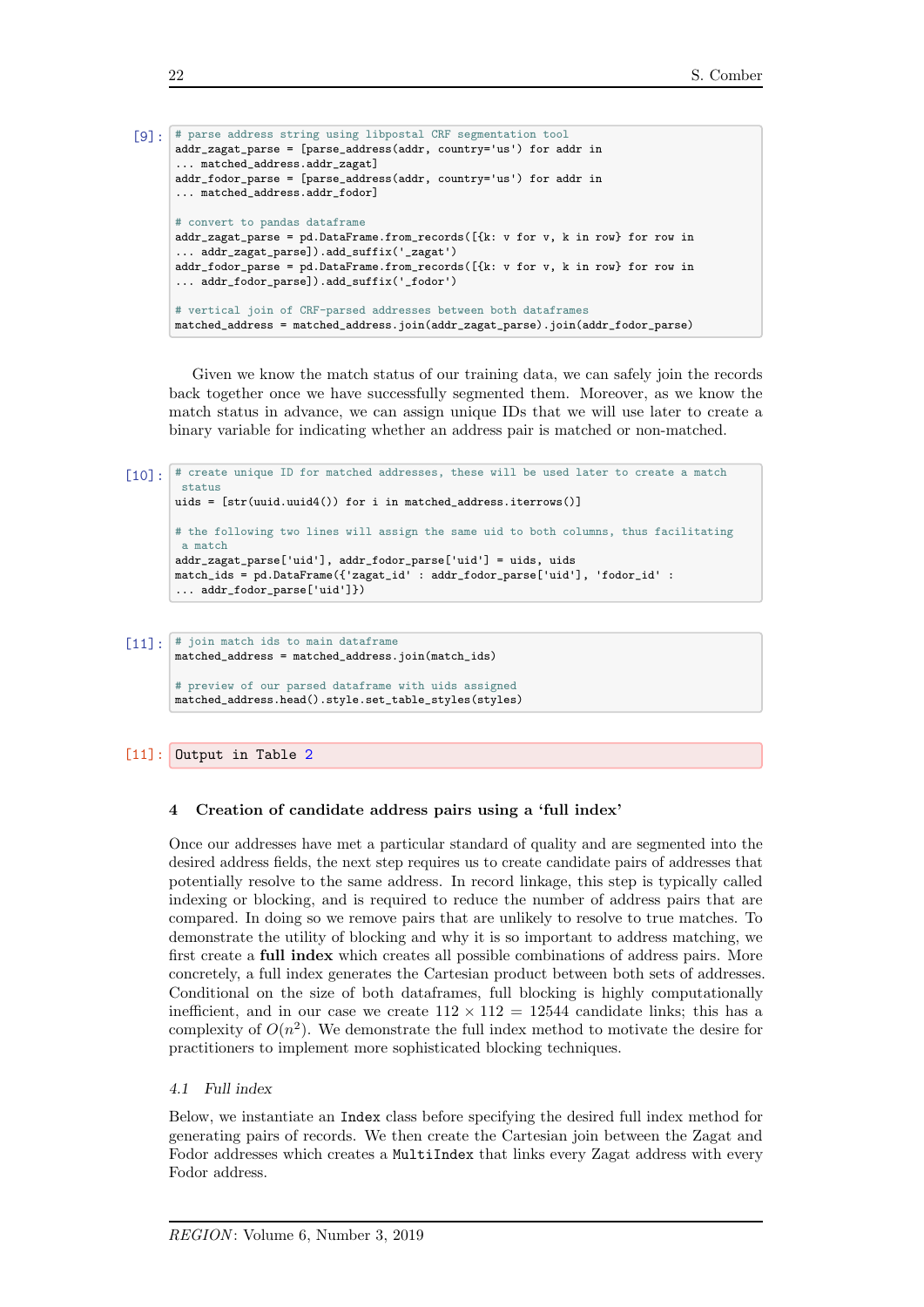```
[9]: # parse address string using libpostal CRF segmentation tool
addr_zagat_parse = [parse_address(addr, country='us') for addr in
... matched_address.addr_zagat]
addr_fodor_parse = [parse_address(addr, country='us') for addr in
... matched_address.addr_fodor]

# convert to pandas dataframe
addr_zagat_parse = pd.DataFrame.from_records([{k: v for v, k in row} for row in
... addr_zagat_parse]).add_suffix('_zagat')
addr_fodor_parse = pd.DataFrame.from_records([{k: v for v, k in row} for row in
... addr_fodor_parse]).add_suffix('_fodor')

# vertical join of CRF-parsed addresses between both dataframes
matched_address = matched_address.join(addr_zagat_parse).join(addr_fodor_parse)
```

Given we know the match status of our training data, we can safely join the records back together once we have successfully segmented them. Moreover, as we know the match status in advance, we can assign unique IDs that we will use later to create a binary variable for indicating whether an address pair is matched or non-matched.

```
[10]: # create unique ID for matched addresses, these will be used later to create a match
 status
uids = [str(uuid.uuid4()) for i in matched_address.iterrows()]

# the following two lines will assign the same uid to both columns, thus facilitating
 a match
addr_zagat_parse['uid'], addr_fodor_parse['uid'] = uids, uids
match_ids = pd.DataFrame({'zagat_id' : addr_fodor_parse['uid'], 'fodor_id' :
... addr_fodor_parse['uid']})
```

```
[11]: # join match ids to main dataframe
matched_address = matched_address.join(match_ids)

# preview of our parsed dataframe with uids assigned
matched_address.head().style.set_table_styles(styles)
```

```
[11]: Output in Table 2
```

## 4 Creation of candidate address pairs using a 'full index'

Once our addresses have met a particular standard of quality and are segmented into the desired address fields, the next step requires us to create candidate pairs of addresses that potentially resolve to the same address. In record linkage, this step is typically called indexing or blocking, and is required to reduce the number of address pairs that are compared. In doing so we remove pairs that are unlikely to resolve to true matches. To demonstrate the utility of blocking and why it is so important to address matching, we first create a **full index** which creates all possible combinations of address pairs. More concretely, a full index generates the Cartesian product between both sets of addresses. Conditional on the size of both dataframes, full blocking is highly computationally inefficient, and in our case we create $112 \times 112 = 12544$ candidate links; this has a complexity of $O(n^2)$. We demonstrate the full index method to motivate the desire for practitioners to implement more sophisticated blocking techniques.

### 4.1 *Full index*

Below, we instantiate an `Index` class before specifying the desired full index method for generating pairs of records. We then create the Cartesian join between the Zagat and Fodor addresses which creates a `MultiIndex` that links every Zagat address with every Fodor address.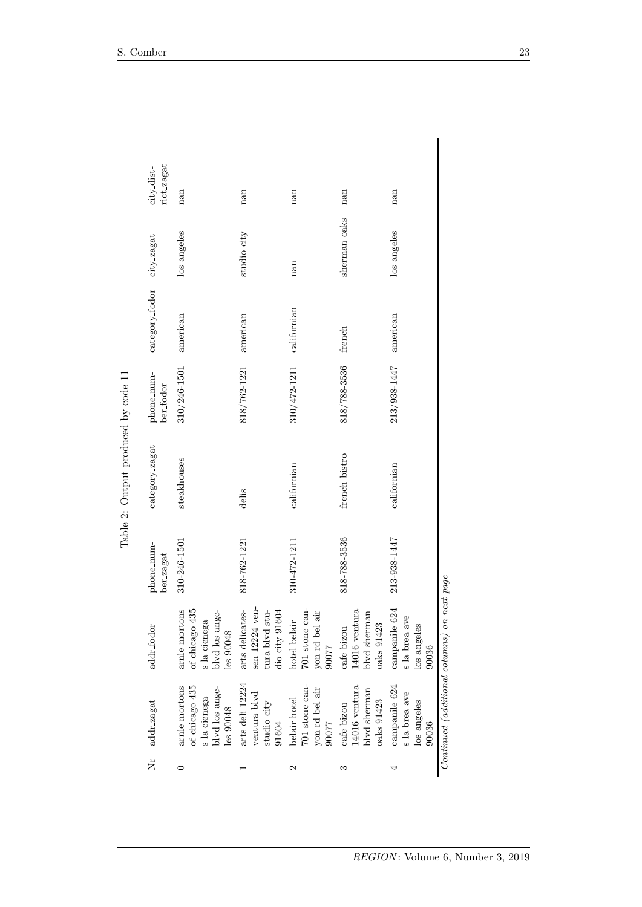Table 2: Output produced by code 11

| Nr | addr_zagat | addr_fodor | phone_number_zagat | category_zagat | phone_number_fodor | category_fodor | city_zagat | city_district_zagat |
|---|---|---|---|---|---|---|---|---|
| 0 | arnie mortons of chicago 435 s la cienega blvd los angeles 90048 | arnie mortons of chicago 435 s la cienega blvd los angeles 90048 | 310-246-1501 | steakhouses | 310/246-1501 | american | los angeles | nan |
| 1 | arts deli 12224 ventura blvd studio city 91604 | arts delicatessen 12224 ventura blvd studio city 91604 | 818-762-1221 | delis | 818/762-1221 | american | studio city | nan |
| 2 | belair hotel 701 stone canyon rd bel air 90077 | hotel belair 701 stone canyon rd bel air 90077 | 310-472-1211 | californian | 310/472-1211 | californian | nan | nan |
| 3 | cafe bizou 14016 ventura blvd sherman oaks 91423 | cafe bizou 14016 ventura blvd sherman oaks 91423 | 818-788-3536 | french bistro | 818/788-3536 | french | sherman oaks | nan |
| 4 | campanile 624 s la brea ave los angeles 90036 | campanile 624 s la brea ave los angeles 90036 | 213-938-1447 | californian | 213/938-1447 | american | los angeles | nan |

*Continued (additional columns) on next page*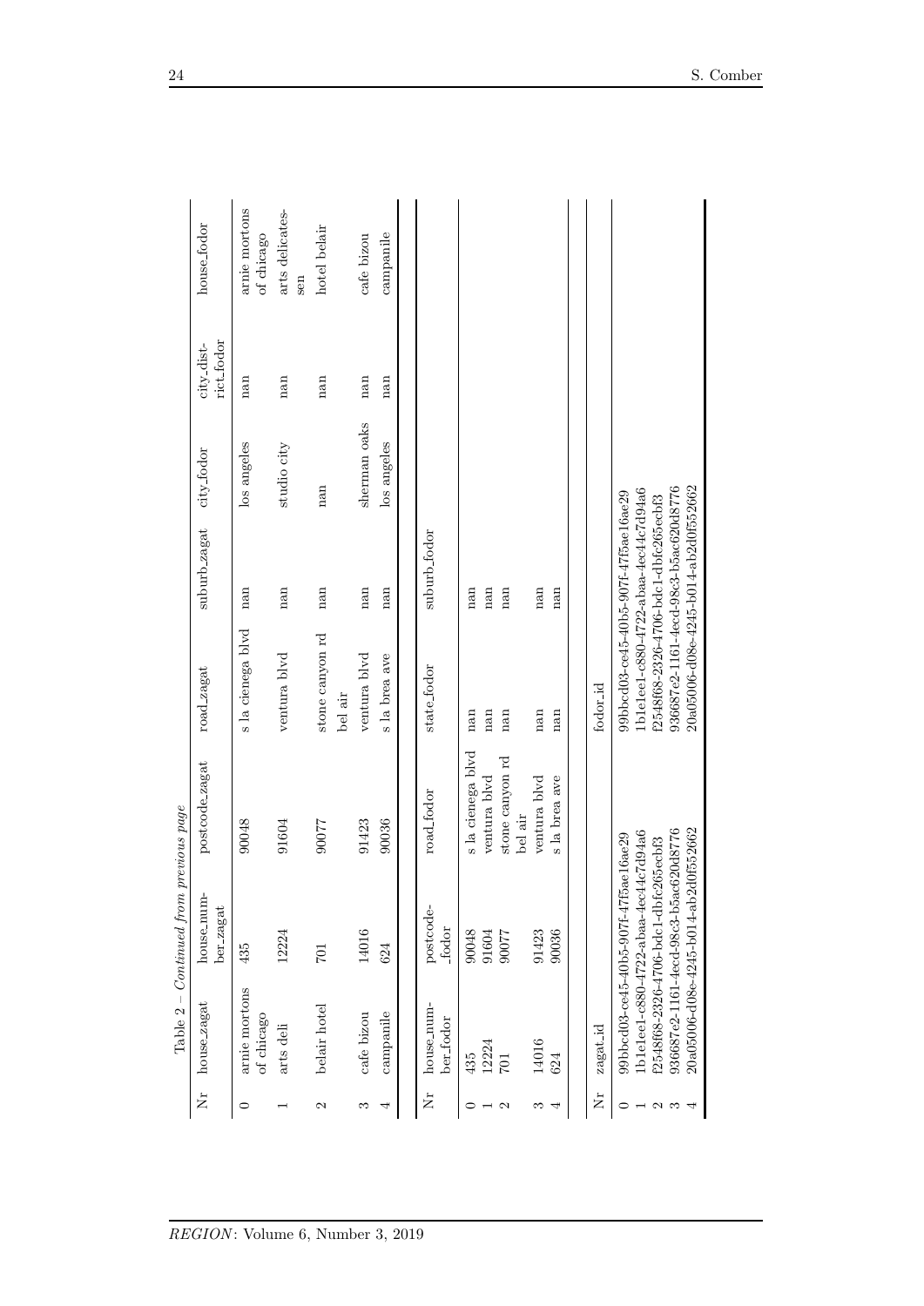Table 2 – *Continued from previous page*

| Nr | house_zagat | house_number_zagat | postcode_zagat | road_zagat | suburb_zagat | city_fodor | city_district_fodor | house_fodor |
|---|---|---|---|---|---|---|---|---|
| 0 | arnie mortons of chicago | 435 | 90048 | s la cienega blvd | nan | los angeles | nan | arnie mortons of chicago |
| 1 | arts deli | 12224 | 91604 | ventura blvd | nan | studio city | nan | arts delicatessen |
| 2 | belair hotel | 701 | 90077 | stone canyon rd bel air | nan | nan | nan | hotel belair |
| 3 | cafe bizou | 14016 | 91423 | ventura blvd | nan | sherman oaks | nan | cafe bizou |
| 4 | campanile | 624 | 90036 | s la brea ave | nan | los angeles | nan | campanile |

| Nr | house_number_fodor | postcode_fodor | road_fodor | state_fodor | suburb_fodor |
|---|---|---|---|---|---|
| 0 | 435 | 90048 | s la cienega blvd | nan | nan |
| 1 | 12224 | 91604 | ventura blvd | nan | nan |
| 2 | 701 | 90077 | stone canyon rd bel air | nan | nan |
| 3 | 14016 | 91423 | ventura blvd | nan | nan |
| 4 | 624 | 90036 | s la brea ave | nan | nan |

| Nr | zagat_id | fodor_id |
|---|---|---|
| 0 | 99bbcd03-ce45-40b5-907f-47f5ae16ae29 | 99bbcd03-ce45-40b5-907f-47f5ae16ae29 |
| 1 | 1b1e1ee1-c880-4722-abaa-4ec44c7d94a6 | 1b1e1ee1-c880-4722-abaa-4ec44c7d94a6 |
| 2 | f2548f68-2326-4706-bdc1-dbfc265ecbf3 | f2548f68-2326-4706-bdc1-dbfc265ecbf3 |
| 3 | 936687e2-1161-4ecd-98c3-b5ac620d8776 | 936687e2-1161-4ecd-98c3-b5ac620d8776 |
| 4 | 20a05006-d08e-4245-b014-ab2d0f552662 | 20a05006-d08e-4245-b014-ab2d0f552662 |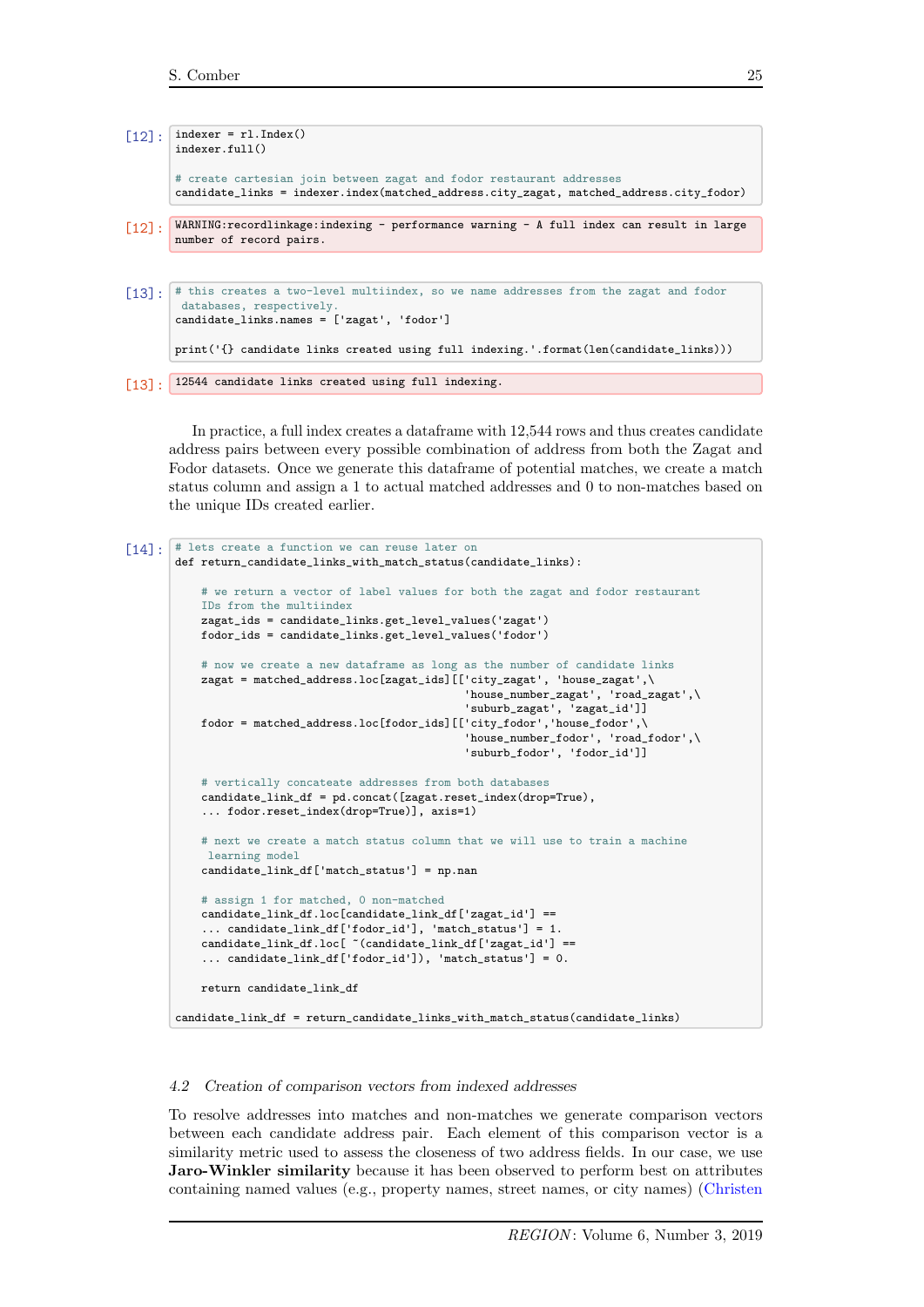```
[12]: indexer = rl.Index()
      indexer.full()

      # create cartesian join between zagat and fodor restaurant addresses
      candidate_links = indexer.index(matched_address.city_zagat, matched_address.city_fodor)
```

```
[12]: WARNING:recordlinkage:indexing - performance warning - A full index can result in large
      number of record pairs.
```

```
[13]: # this creates a two-level multiindex, so we name addresses from the zagat and fodor
       databases, respectively.
      candidate_links.names = ['zagat', 'fodor']

      print('{} candidate links created using full indexing.'.format(len(candidate_links)))
```

```
[13]: 12544 candidate links created using full indexing.
```

In practice, a full index creates a dataframe with 12,544 rows and thus creates candidate address pairs between every possible combination of address from both the Zagat and Fodor datasets. Once we generate this dataframe of potential matches, we create a match status column and assign a 1 to actual matched addresses and 0 to non-matches based on the unique IDs created earlier.

```
[14]: # lets create a function we can reuse later on
      def return_candidate_links_with_match_status(candidate_links):

          # we return a vector of label values for both the zagat and fodor restaurant
          IDs from the multiindex
          zagat_ids = candidate_links.get_level_values('zagat')
          fodor_ids = candidate_links.get_level_values('fodor')

          # now we create a new dataframe as long as the number of candidate links
          zagat = matched_address.loc[zagat_ids][['city_zagat', 'house_zagat',\
                                                  'house_number_zagat', 'road_zagat',\
                                                  'suburb_zagat', 'zagat_id']]
          fodor = matched_address.loc[fodor_ids][['city_fodor','house_fodor',\
                                                  'house_number_fodor', 'road_fodor',\
                                                  'suburb_fodor', 'fodor_id']]

          # vertically concateate addresses from both databases
          candidate_link_df = pd.concat([zagat.reset_index(drop=True),
          ... fodor.reset_index(drop=True)], axis=1)

          # next we create a match status column that we will use to train a machine
           learning model
          candidate_link_df['match_status'] = np.nan

          # assign 1 for matched, 0 non-matched
          candidate_link_df.loc[candidate_link_df['zagat_id'] ==
          ... candidate_link_df['fodor_id'], 'match_status'] = 1.
          candidate_link_df.loc[ ~(candidate_link_df['zagat_id'] ==
          ... candidate_link_df['fodor_id']), 'match_status'] = 0.

          return candidate_link_df

      candidate_link_df = return_candidate_links_with_match_status(candidate_links)
```

### 4.2 *Creation of comparison vectors from indexed addresses*

To resolve addresses into matches and non-matches we generate comparison vectors between each candidate address pair. Each element of this comparison vector is a similarity metric used to assess the closeness of two address fields. In our case, we use **Jaro-Winkler similarity** because it has been observed to perform best on attributes containing named values (e.g., property names, street names, or city names) (Christen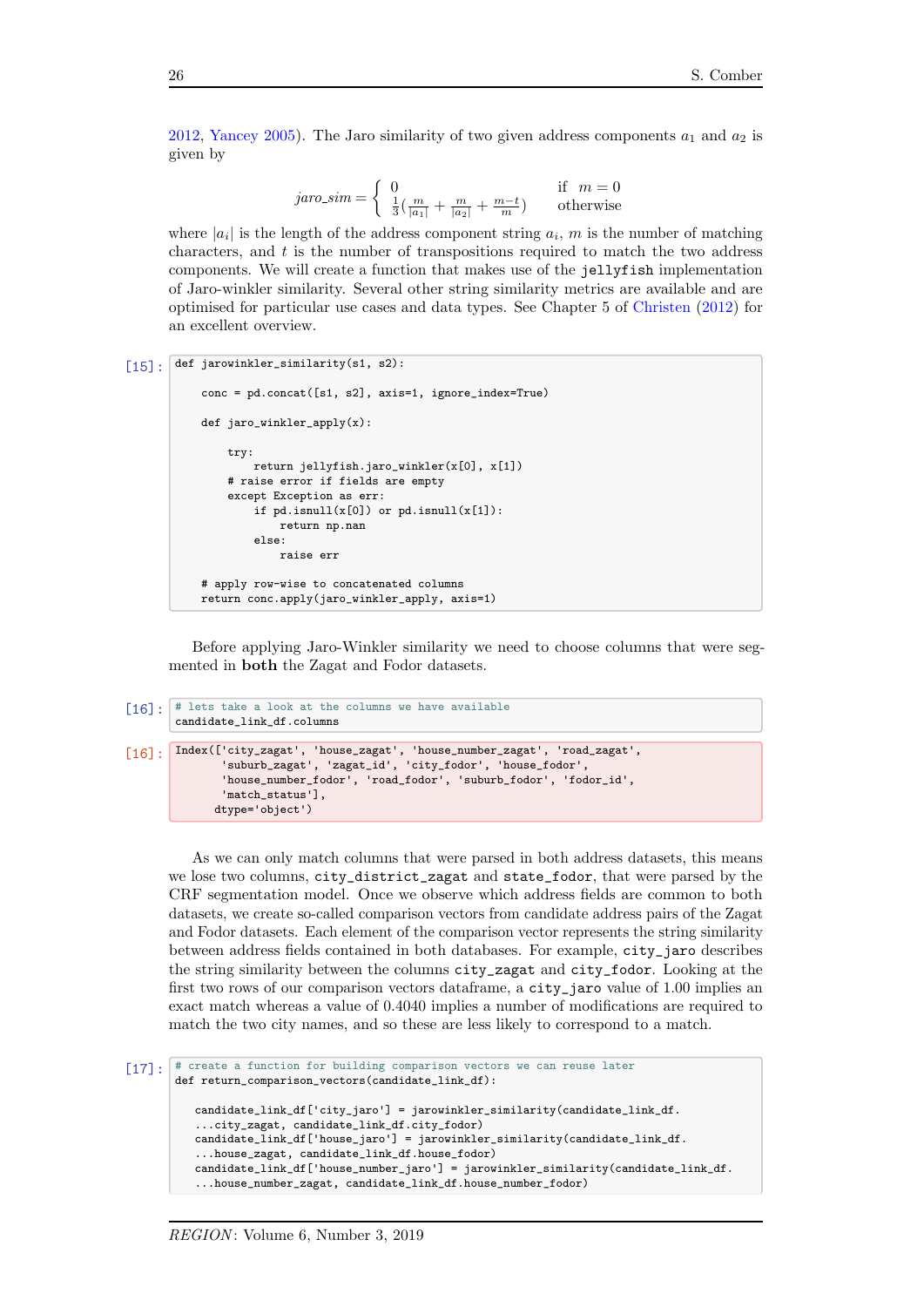2012, Yancey 2005). The Jaro similarity of two given address components $a_1$ and $a_2$ is given by

$$jaro\_sim = \begin{cases} 0 & \text{if } \ m = 0 \\ \frac{1}{3}\left(\frac{m}{|a_1|} + \frac{m}{|a_2|} + \frac{m-t}{m}\right) & \text{otherwise} \end{cases}$$

where $|a_i|$ is the length of the address component string $a_i$, $m$ is the number of matching characters, and $t$ is the number of transpositions required to match the two address components. We will create a function that makes use of the `jellyfish` implementation of Jaro-winkler similarity. Several other string similarity metrics are available and are optimised for particular use cases and data types. See Chapter 5 of Christen (2012) for an excellent overview.

[15]:
```
def jarowinkler_similarity(s1, s2):

    conc = pd.concat([s1, s2], axis=1, ignore_index=True)

    def jaro_winkler_apply(x):

        try:
            return jellyfish.jaro_winkler(x[0], x[1])
        # raise error if fields are empty
        except Exception as err:
            if pd.isnull(x[0]) or pd.isnull(x[1]):
                return np.nan
            else:
                raise err

    # apply row-wise to concatenated columns
    return conc.apply(jaro_winkler_apply, axis=1)
```

Before applying Jaro-Winkler similarity we need to choose columns that were segmented in **both** the Zagat and Fodor datasets.

[16]:
```
# lets take a look at the columns we have available
candidate_link_df.columns
```

[16]:
```
Index(['city_zagat', 'house_zagat', 'house_number_zagat', 'road_zagat',
       'suburb_zagat', 'zagat_id', 'city_fodor', 'house_fodor',
       'house_number_fodor', 'road_fodor', 'suburb_fodor', 'fodor_id',
       'match_status'],
      dtype='object')
```

As we can only match columns that were parsed in both address datasets, this means we lose two columns, `city_district_zagat` and `state_fodor`, that were parsed by the CRF segmentation model. Once we observe which address fields are common to both datasets, we create so-called comparison vectors from candidate address pairs of the Zagat and Fodor datasets. Each element of the comparison vector represents the string similarity between address fields contained in both databases. For example, `city_jaro` describes the string similarity between the columns `city_zagat` and `city_fodor`. Looking at the first two rows of our comparison vectors dataframe, a `city_jaro` value of 1.00 implies an exact match whereas a value of 0.4040 implies a number of modifications are required to match the two city names, and so these are less likely to correspond to a match.

[17]:
```
# create a function for building comparison vectors we can reuse later
def return_comparison_vectors(candidate_link_df):

   candidate_link_df['city_jaro'] = jarowinkler_similarity(candidate_link_df.
   ...city_zagat, candidate_link_df.city_fodor)
   candidate_link_df['house_jaro'] = jarowinkler_similarity(candidate_link_df.
   ...house_zagat, candidate_link_df.house_fodor)
   candidate_link_df['house_number_jaro'] = jarowinkler_similarity(candidate_link_df.
   ...house_number_zagat, candidate_link_df.house_number_fodor)
```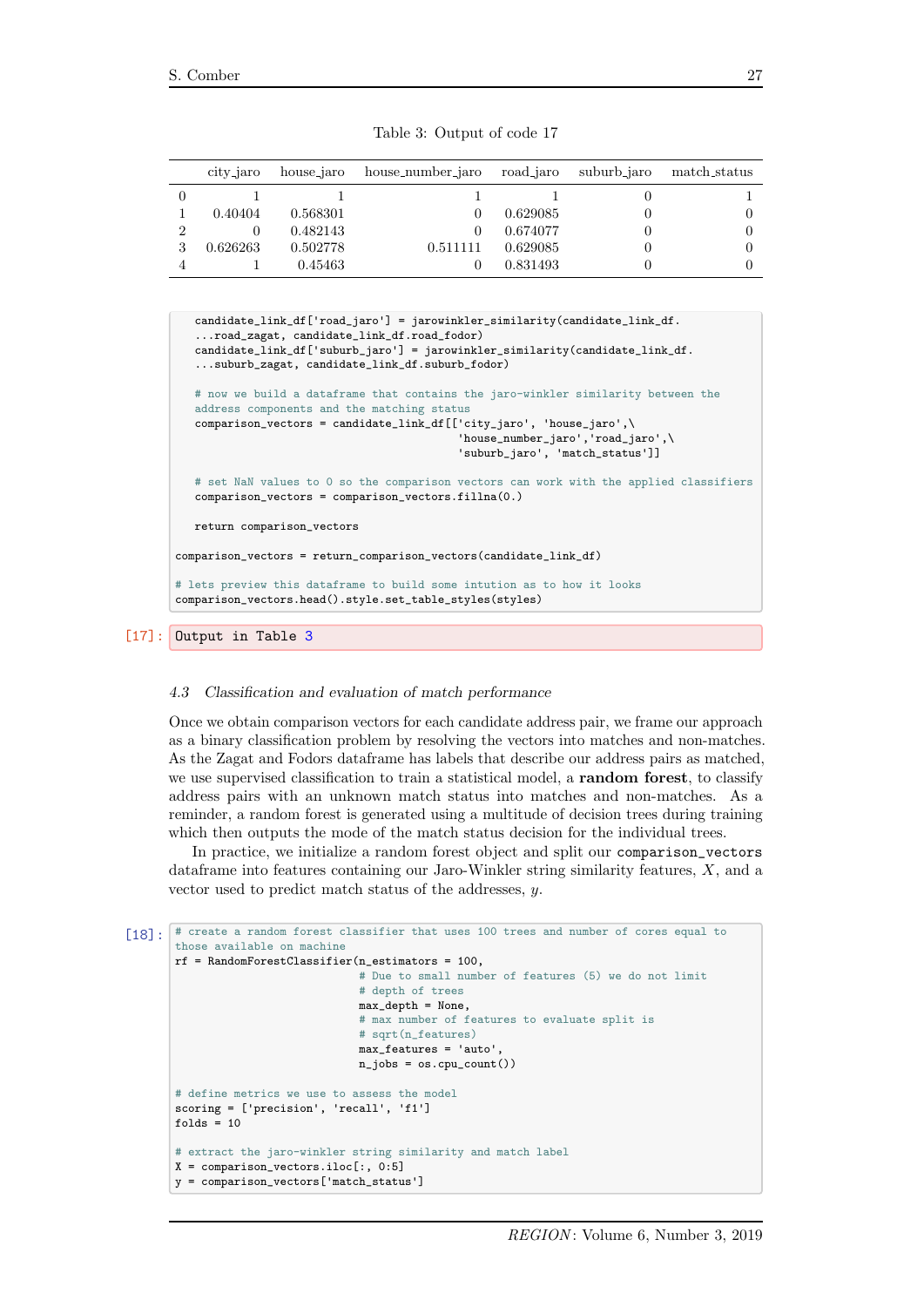Table 3: Output of code 17

|  | city_jaro | house_jaro | house_number_jaro | road_jaro | suburb_jaro | match_status |
|---|---|---|---|---|---|---|
| 0 | 1 | 1 | 1 | 1 | 0 | 1 |
| 1 | 0.40404 | 0.568301 | 0 | 0.629085 | 0 | 0 |
| 2 | 0 | 0.482143 | 0 | 0.674077 | 0 | 0 |
| 3 | 0.626263 | 0.502778 | 0.511111 | 0.629085 | 0 | 0 |
| 4 | 1 | 0.45463 | 0 | 0.831493 | 0 | 0 |

```
    candidate_link_df['road_jaro'] = jarowinkler_similarity(candidate_link_df.
    ...road_zagat, candidate_link_df.road_fodor)
    candidate_link_df['suburb_jaro'] = jarowinkler_similarity(candidate_link_df.
    ...suburb_zagat, candidate_link_df.suburb_fodor)

    # now we build a dataframe that contains the jaro-winkler similarity between the
    address components and the matching status
    comparison_vectors = candidate_link_df[['city_jaro', 'house_jaro',\
                                            'house_number_jaro','road_jaro',\
                                            'suburb_jaro', 'match_status']]

    # set NaN values to 0 so the comparison vectors can work with the applied classifiers
    comparison_vectors = comparison_vectors.fillna(0.)

    return comparison_vectors

comparison_vectors = return_comparison_vectors(candidate_link_df)

# lets preview this dataframe to build some intution as to how it looks
comparison_vectors.head().style.set_table_styles(styles)
```

[17]: Output in Table 3

### 4.3 Classification and evaluation of match performance

Once we obtain comparison vectors for each candidate address pair, we frame our approach as a binary classification problem by resolving the vectors into matches and non-matches. As the Zagat and Fodors dataframe has labels that describe our address pairs as matched, we use supervised classification to train a statistical model, a **random forest**, to classify address pairs with an unknown match status into matches and non-matches. As a reminder, a random forest is generated using a multitude of decision trees during training which then outputs the mode of the match status decision for the individual trees.

In practice, we initialize a random forest object and split our `comparison_vectors` dataframe into features containing our Jaro-Winkler string similarity features, $X$, and a vector used to predict match status of the addresses, $y$.

[18]:
```
# create a random forest classifier that uses 100 trees and number of cores equal to
those available on machine
rf = RandomForestClassifier(n_estimators = 100,
                            # Due to small number of features (5) we do not limit
                            # depth of trees
                            max_depth = None,
                            # max number of features to evaluate split is
                            # sqrt(n_features)
                            max_features = 'auto',
                            n_jobs = os.cpu_count())

# define metrics we use to assess the model
scoring = ['precision', 'recall', 'f1']
folds = 10

# extract the jaro-winkler string similarity and match label
X = comparison_vectors.iloc[:, 0:5]
y = comparison_vectors['match_status']
```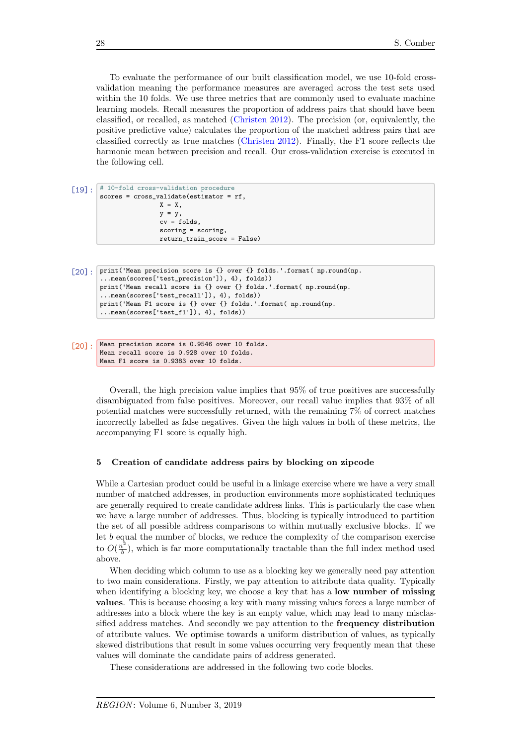To evaluate the performance of our built classification model, we use 10-fold cross-validation meaning the performance measures are averaged across the test sets used within the 10 folds. We use three metrics that are commonly used to evaluate machine learning models. Recall measures the proportion of address pairs that should have been classified, or recalled, as matched (Christen 2012). The precision (or, equivalently, the positive predictive value) calculates the proportion of the matched address pairs that are classified correctly as true matches (Christen 2012). Finally, the F1 score reflects the harmonic mean between precision and recall. Our cross-validation exercise is executed in the following cell.

```
[19]: # 10-fold cross-validation procedure
scores = cross_validate(estimator = rf,
                X = X,
                y = y,
                cv = folds,
                scoring = scoring,
                return_train_score = False)
```

```
[20]: print('Mean precision score is {} over {} folds.'.format( np.round(np.
...mean(scores['test_precision']), 4), folds))
print('Mean recall score is {} over {} folds.'.format( np.round(np.
...mean(scores['test_recall']), 4), folds))
print('Mean F1 score is {} over {} folds.'.format( np.round(np.
...mean(scores['test_f1']), 4), folds))
```

```
[20]: Mean precision score is 0.9546 over 10 folds.
Mean recall score is 0.928 over 10 folds.
Mean F1 score is 0.9383 over 10 folds.
```

Overall, the high precision value implies that 95% of true positives are successfully disambiguated from false positives. Moreover, our recall value implies that 93% of all potential matches were successfully returned, with the remaining 7% of correct matches incorrectly labelled as false negatives. Given the high values in both of these metrics, the accompanying F1 score is equally high.

## 5 Creation of candidate address pairs by blocking on zipcode

While a Cartesian product could be useful in a linkage exercise where we have a very small number of matched addresses, in production environments more sophisticated techniques are generally required to create candidate address links. This is particularly the case when we have a large number of addresses. Thus, blocking is typically introduced to partition the set of all possible address comparisons to within mutually exclusive blocks. If we let $b$ equal the number of blocks, we reduce the complexity of the comparison exercise to $O(\frac{n^2}{b})$, which is far more computationally tractable than the full index method used above.

When deciding which column to use as a blocking key we generally need pay attention to two main considerations. Firstly, we pay attention to attribute data quality. Typically when identifying a blocking key, we choose a key that has a **low number of missing values**. This is because choosing a key with many missing values forces a large number of addresses into a block where the key is an empty value, which may lead to many misclassified address matches. And secondly we pay attention to the **frequency distribution** of attribute values. We optimise towards a uniform distribution of values, as typically skewed distributions that result in some values occurring very frequently mean that these values will dominate the candidate pairs of address generated.

These considerations are addressed in the following two code blocks.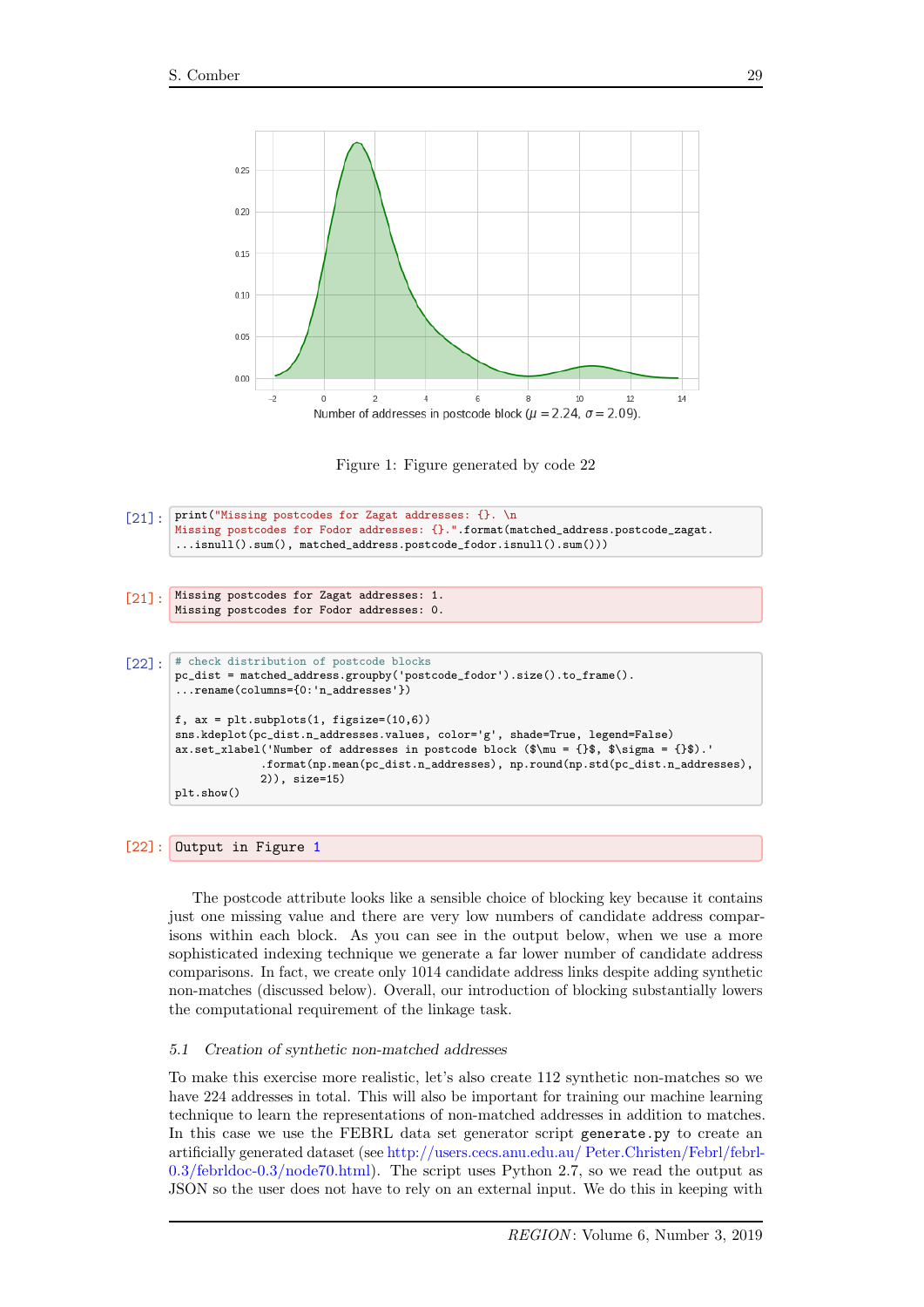Figure 1: Figure generated by code 22

[21]:
```
print("Missing postcodes for Zagat addresses: {}. \n
Missing postcodes for Fodor addresses: {}.".format(matched_address.postcode_zagat.
...isnull().sum(), matched_address.postcode_fodor.isnull().sum()))
```

[21]:
```
Missing postcodes for Zagat addresses: 1.
Missing postcodes for Fodor addresses: 0.
```

[22]:
```
# check distribution of postcode blocks
pc_dist = matched_address.groupby('postcode_fodor').size().to_frame().
...rename(columns={0:'n_addresses'})

f, ax = plt.subplots(1, figsize=(10,6))
sns.kdeplot(pc_dist.n_addresses.values, color='g', shade=True, legend=False)
ax.set_xlabel('Number of addresses in postcode block ($\mu = {}$, $\sigma = {}$).'
            .format(np.mean(pc_dist.n_addresses), np.round(np.std(pc_dist.n_addresses),
            2)), size=15)
plt.show()
```

[22]: Output in Figure 1

The postcode attribute looks like a sensible choice of blocking key because it contains just one missing value and there are very low numbers of candidate address comparisons within each block. As you can see in the output below, when we use a more sophisticated indexing technique we generate a far lower number of candidate address comparisons. In fact, we create only 1014 candidate address links despite adding synthetic non-matches (discussed below). Overall, our introduction of blocking substantially lowers the computational requirement of the linkage task.

### 5.1 *Creation of synthetic non-matched addresses*

To make this exercise more realistic, let's also create 112 synthetic non-matches so we have 224 addresses in total. This will also be important for training our machine learning technique to learn the representations of non-matched addresses in addition to matches. In this case we use the FEBRL data set generator script `generate.py` to create an artificially generated dataset (see http://users.cecs.anu.edu.au/ Peter.Christen/Febrl/febrl-0.3/febrldoc-0.3/node70.html). The script uses Python 2.7, so we read the output as JSON so the user does not have to rely on an external input. We do this in keeping with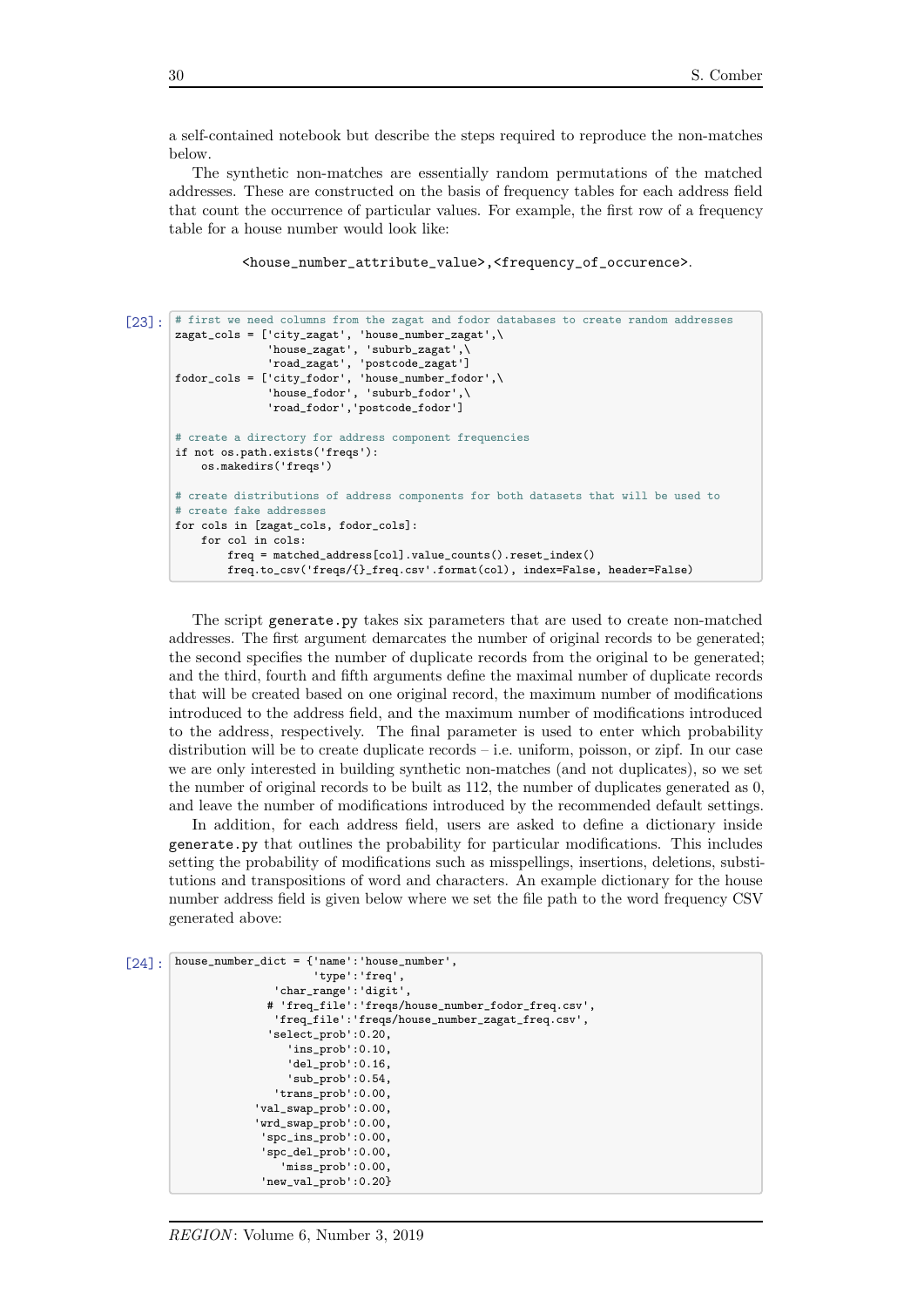a self-contained notebook but describe the steps required to reproduce the non-matches below.

The synthetic non-matches are essentially random permutations of the matched addresses. These are constructed on the basis of frequency tables for each address field that count the occurrence of particular values. For example, the first row of a frequency table for a house number would look like:

```
<house_number_attribute_value>,<frequency_of_occurence>.
```

[23]:
```python
# first we need columns from the zagat and fodor databases to create random addresses
zagat_cols = ['city_zagat', 'house_number_zagat',\
              'house_zagat', 'suburb_zagat',\
              'road_zagat', 'postcode_zagat']
fodor_cols = ['city_fodor', 'house_number_fodor',\
              'house_fodor', 'suburb_fodor',\
              'road_fodor','postcode_fodor']

# create a directory for address component frequencies
if not os.path.exists('freqs'):
    os.makedirs('freqs')

# create distributions of address components for both datasets that will be used to
# create fake addresses
for cols in [zagat_cols, fodor_cols]:
    for col in cols:
        freq = matched_address[col].value_counts().reset_index()
        freq.to_csv('freqs/{}_freq.csv'.format(col), index=False, header=False)
```

The script `generate.py` takes six parameters that are used to create non-matched addresses. The first argument demarcates the number of original records to be generated; the second specifies the number of duplicate records from the original to be generated; and the third, fourth and fifth arguments define the maximal number of duplicate records that will be created based on one original record, the maximum number of modifications introduced to the address field, and the maximum number of modifications introduced to the address, respectively. The final parameter is used to enter which probability distribution will be to create duplicate records – i.e. uniform, poisson, or zipf. In our case we are only interested in building synthetic non-matches (and not duplicates), so we set the number of original records to be built as 112, the number of duplicates generated as 0, and leave the number of modifications introduced by the recommended default settings.

In addition, for each address field, users are asked to define a dictionary inside `generate.py` that outlines the probability for particular modifications. This includes setting the probability of modifications such as misspellings, insertions, deletions, substitutions and transpositions of word and characters. An example dictionary for the house number address field is given below where we set the file path to the word frequency CSV generated above:

[24]:
```python
house_number_dict = {'name':'house_number',
                     'type':'freq',
               'char_range':'digit',
              # 'freq_file':'freqs/house_number_fodor_freq.csv',
               'freq_file':'freqs/house_number_zagat_freq.csv',
              'select_prob':0.20,
                 'ins_prob':0.10,
                 'del_prob':0.16,
                 'sub_prob':0.54,
               'trans_prob':0.00,
           'val_swap_prob':0.00,
           'wrd_swap_prob':0.00,
            'spc_ins_prob':0.00,
            'spc_del_prob':0.00,
                'miss_prob':0.00,
            'new_val_prob':0.20}
```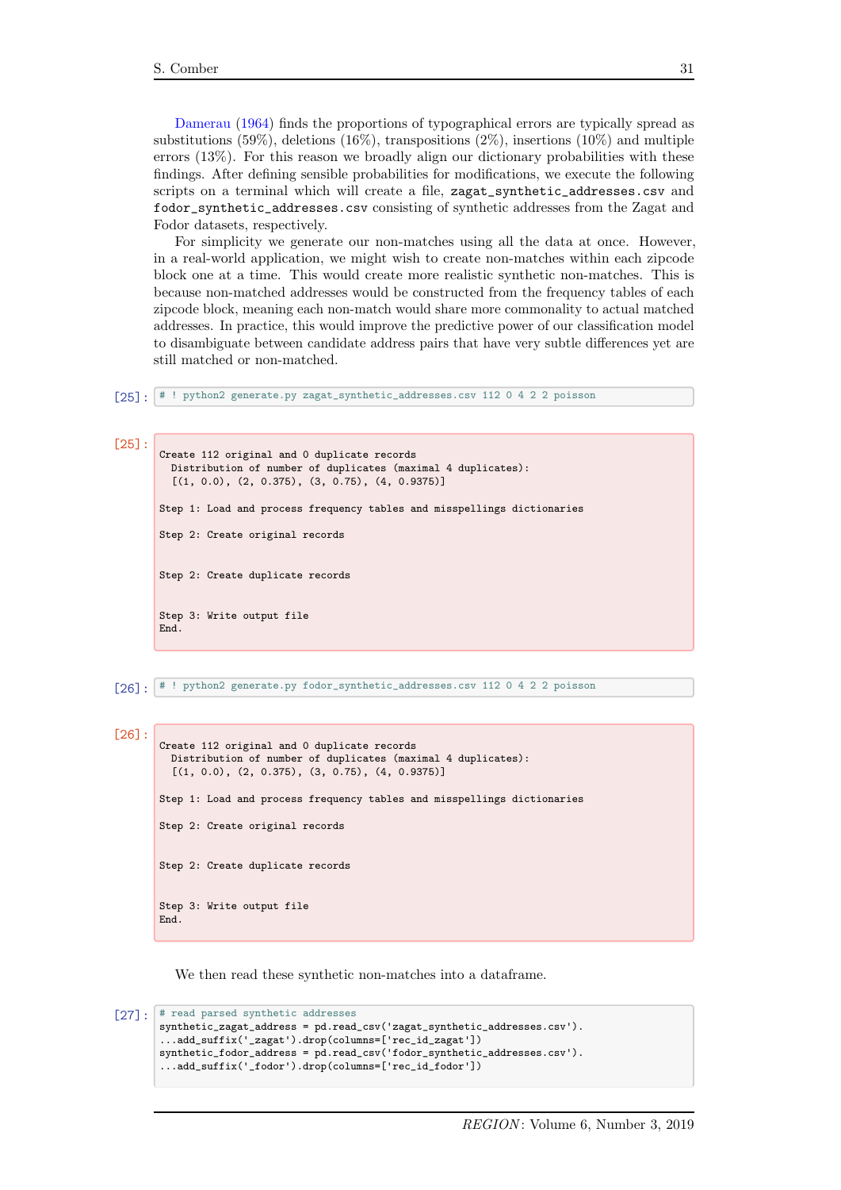Damerau (1964) finds the proportions of typographical errors are typically spread as substitutions (59%), deletions (16%), transpositions (2%), insertions (10%) and multiple errors (13%). For this reason we broadly align our dictionary probabilities with these findings. After defining sensible probabilities for modifications, we execute the following scripts on a terminal which will create a file, `zagat_synthetic_addresses.csv` and `fodor_synthetic_addresses.csv` consisting of synthetic addresses from the Zagat and Fodor datasets, respectively.

For simplicity we generate our non-matches using all the data at once. However, in a real-world application, we might wish to create non-matches within each zipcode block one at a time. This would create more realistic synthetic non-matches. This is because non-matched addresses would be constructed from the frequency tables of each zipcode block, meaning each non-match would share more commonality to actual matched addresses. In practice, this would improve the predictive power of our classification model to disambiguate between candidate address pairs that have very subtle differences yet are still matched or non-matched.

[25]:
```
# ! python2 generate.py zagat_synthetic_addresses.csv 112 0 4 2 2 poisson
```

[25]:
```
Create 112 original and 0 duplicate records
  Distribution of number of duplicates (maximal 4 duplicates):
  [(1, 0.0), (2, 0.375), (3, 0.75), (4, 0.9375)]

Step 1: Load and process frequency tables and misspellings dictionaries

Step 2: Create original records


Step 2: Create duplicate records


Step 3: Write output file
End.
```

[26]:
```
# ! python2 generate.py fodor_synthetic_addresses.csv 112 0 4 2 2 poisson
```

[26]:
```
Create 112 original and 0 duplicate records
  Distribution of number of duplicates (maximal 4 duplicates):
  [(1, 0.0), (2, 0.375), (3, 0.75), (4, 0.9375)]

Step 1: Load and process frequency tables and misspellings dictionaries

Step 2: Create original records


Step 2: Create duplicate records


Step 3: Write output file
End.
```

We then read these synthetic non-matches into a dataframe.

[27]:
```
# read parsed synthetic addresses
synthetic_zagat_address = pd.read_csv('zagat_synthetic_addresses.csv').
...add_suffix('_zagat').drop(columns=['rec_id_zagat'])
synthetic_fodor_address = pd.read_csv('fodor_synthetic_addresses.csv').
...add_suffix('_fodor').drop(columns=['rec_id_fodor'])
```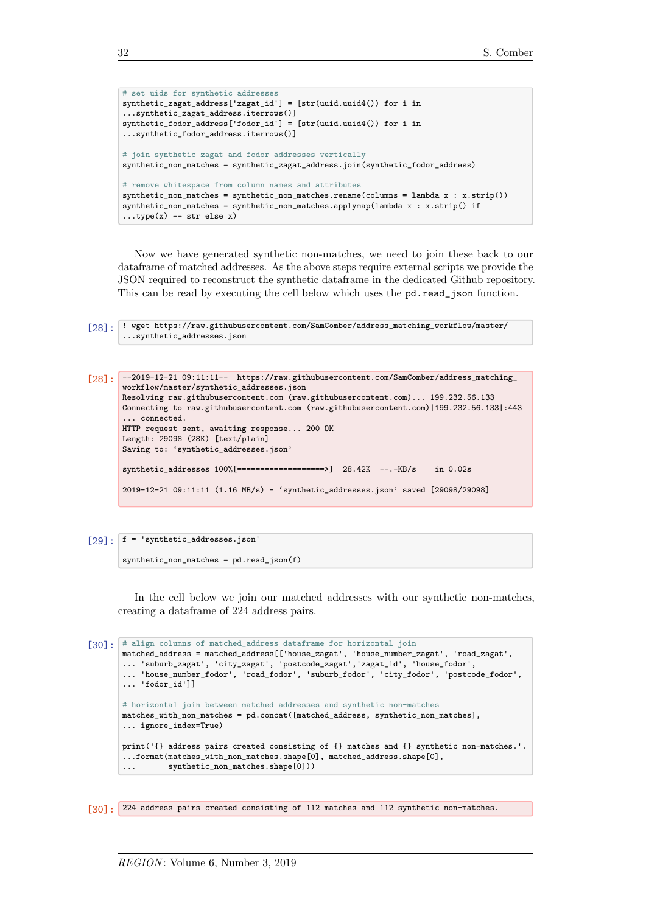```
# set uids for synthetic addresses
synthetic_zagat_address['zagat_id'] = [str(uuid.uuid4()) for i in
...synthetic_zagat_address.iterrows()]
synthetic_fodor_address['fodor_id'] = [str(uuid.uuid4()) for i in
...synthetic_fodor_address.iterrows()]

# join synthetic zagat and fodor addresses vertically
synthetic_non_matches = synthetic_zagat_address.join(synthetic_fodor_address)

# remove whitespace from column names and attributes
synthetic_non_matches = synthetic_non_matches.rename(columns = lambda x : x.strip())
synthetic_non_matches = synthetic_non_matches.applymap(lambda x : x.strip() if
...type(x) == str else x)
```

Now we have generated synthetic non-matches, we need to join these back to our dataframe of matched addresses. As the above steps require external scripts we provide the JSON required to reconstruct the synthetic dataframe in the dedicated Github repository. This can be read by executing the cell below which uses the `pd.read_json` function.

[28]:
```
! wget https://raw.githubusercontent.com/SamComber/address_matching_workflow/master/
...synthetic_addresses.json
```

[28]:
```
--2019-12-21 09:11:11--  https://raw.githubusercontent.com/SamComber/address_matching_
workflow/master/synthetic_addresses.json
Resolving raw.githubusercontent.com (raw.githubusercontent.com)... 199.232.56.133
Connecting to raw.githubusercontent.com (raw.githubusercontent.com)|199.232.56.133|:443
... connected.
HTTP request sent, awaiting response... 200 OK
Length: 29098 (28K) [text/plain]
Saving to: 'synthetic_addresses.json'

synthetic_addresses 100%[===================>]  28.42K  --.-KB/s    in 0.02s

2019-12-21 09:11:11 (1.16 MB/s) - 'synthetic_addresses.json' saved [29098/29098]
```

[29]:
```
f = 'synthetic_addresses.json'

synthetic_non_matches = pd.read_json(f)
```

In the cell below we join our matched addresses with our synthetic non-matches, creating a dataframe of 224 address pairs.

[30]:
```
# align columns of matched_address dataframe for horizontal join
matched_address = matched_address[['house_zagat', 'house_number_zagat', 'road_zagat',
... 'suburb_zagat', 'city_zagat', 'postcode_zagat','zagat_id', 'house_fodor',
... 'house_number_fodor', 'road_fodor', 'suburb_fodor', 'city_fodor', 'postcode_fodor',
... 'fodor_id']]

# horizontal join between matched addresses and synthetic non-matches
matches_with_non_matches = pd.concat([matched_address, synthetic_non_matches],
... ignore_index=True)

print('{} address pairs created consisting of {} matches and {} synthetic non-matches.'.
...format(matches_with_non_matches.shape[0], matched_address.shape[0],
...       synthetic_non_matches.shape[0]))
```

[30]:
```
224 address pairs created consisting of 112 matches and 112 synthetic non-matches.
```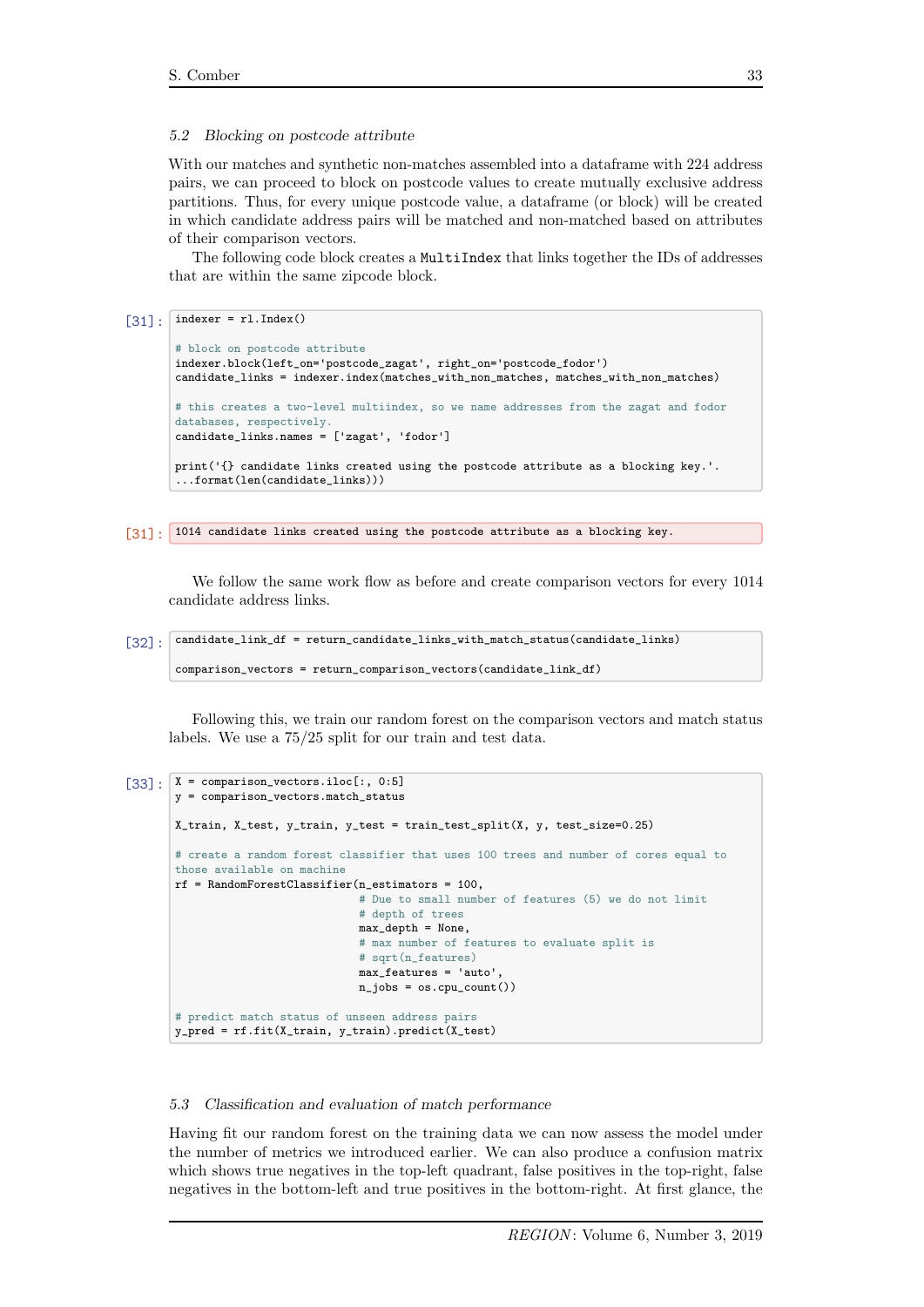### 5.2 Blocking on postcode attribute

With our matches and synthetic non-matches assembled into a dataframe with 224 address pairs, we can proceed to block on postcode values to create mutually exclusive address partitions. Thus, for every unique postcode value, a dataframe (or block) will be created in which candidate address pairs will be matched and non-matched based on attributes of their comparison vectors.

The following code block creates a `MultiIndex` that links together the IDs of addresses that are within the same zipcode block.

[31]:
```
indexer = rl.Index()

# block on postcode attribute
indexer.block(left_on='postcode_zagat', right_on='postcode_fodor')
candidate_links = indexer.index(matches_with_non_matches, matches_with_non_matches)

# this creates a two-level multiindex, so we name addresses from the zagat and fodor
databases, respectively.
candidate_links.names = ['zagat', 'fodor']

print('{} candidate links created using the postcode attribute as a blocking key.'.
...format(len(candidate_links)))
```

[31]:
```
1014 candidate links created using the postcode attribute as a blocking key.
```

We follow the same work flow as before and create comparison vectors for every 1014 candidate address links.

[32]:
```
candidate_link_df = return_candidate_links_with_match_status(candidate_links)

comparison_vectors = return_comparison_vectors(candidate_link_df)
```

Following this, we train our random forest on the comparison vectors and match status labels. We use a 75/25 split for our train and test data.

[33]:
```
X = comparison_vectors.iloc[:, 0:5]
y = comparison_vectors.match_status

X_train, X_test, y_train, y_test = train_test_split(X, y, test_size=0.25)

# create a random forest classifier that uses 100 trees and number of cores equal to
those available on machine
rf = RandomForestClassifier(n_estimators = 100,
                            # Due to small number of features (5) we do not limit
                            # depth of trees
                            max_depth = None,
                            # max number of features to evaluate split is
                            # sqrt(n_features)
                            max_features = 'auto',
                            n_jobs = os.cpu_count())

# predict match status of unseen address pairs
y_pred = rf.fit(X_train, y_train).predict(X_test)
```

### 5.3 Classification and evaluation of match performance

Having fit our random forest on the training data we can now assess the model under the number of metrics we introduced earlier. We can also produce a confusion matrix which shows true negatives in the top-left quadrant, false positives in the top-right, false negatives in the bottom-left and true positives in the bottom-right. At first glance, the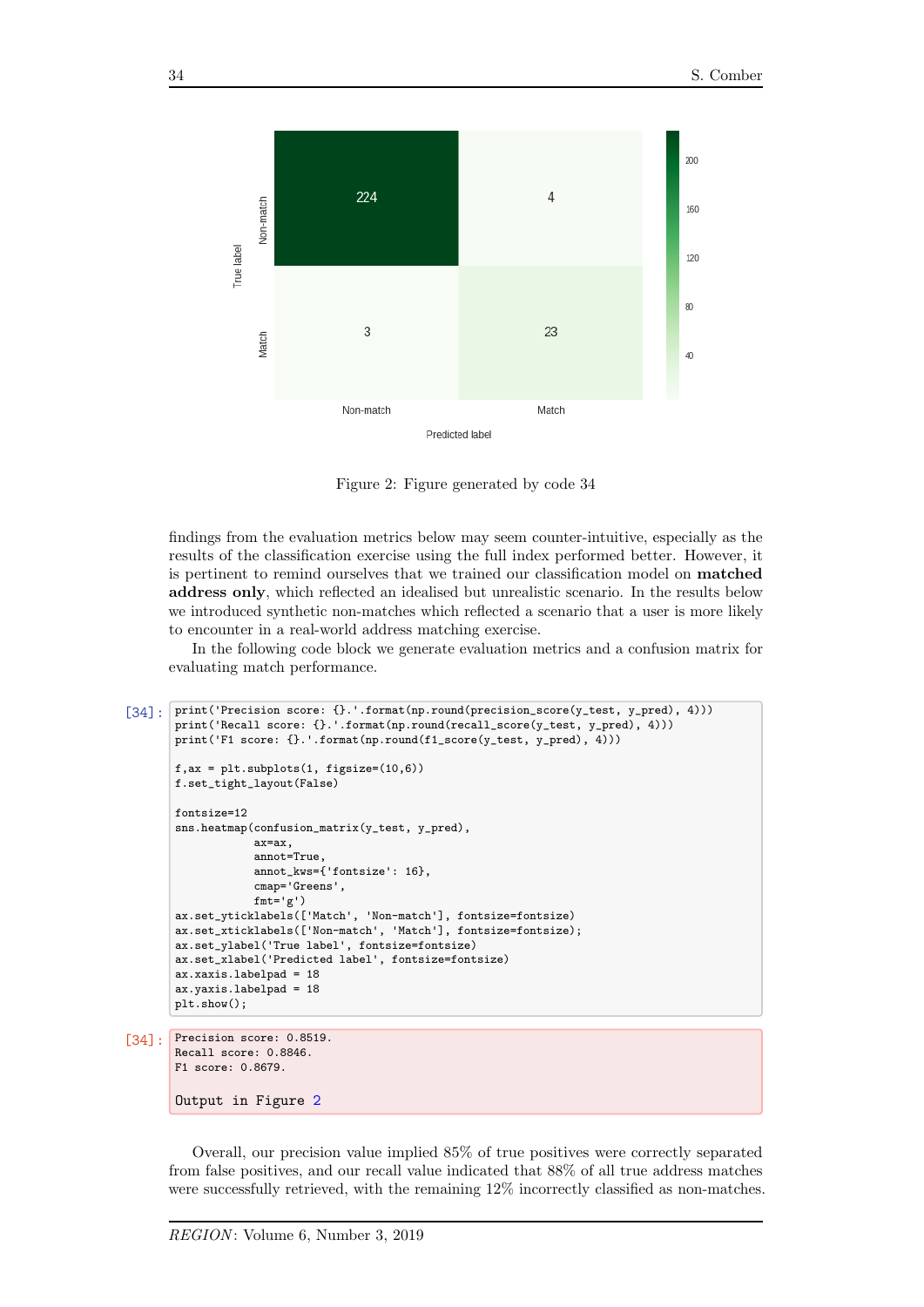Figure 2: Figure generated by code 34

findings from the evaluation metrics below may seem counter-intuitive, especially as the results of the classification exercise using the full index performed better. However, it is pertinent to remind ourselves that we trained our classification model on **matched address only**, which reflected an idealised but unrealistic scenario. In the results below we introduced synthetic non-matches which reflected a scenario that a user is more likely to encounter in a real-world address matching exercise.

In the following code block we generate evaluation metrics and a confusion matrix for evaluating match performance.

[34]:
```
print('Precision score: {}.'.format(np.round(precision_score(y_test, y_pred), 4)))
print('Recall score: {}.'.format(np.round(recall_score(y_test, y_pred), 4)))
print('F1 score: {}.'.format(np.round(f1_score(y_test, y_pred), 4)))

f,ax = plt.subplots(1, figsize=(10,6))
f.set_tight_layout(False)

fontsize=12
sns.heatmap(confusion_matrix(y_test, y_pred),
            ax=ax,
            annot=True,
            annot_kws={'fontsize': 16},
            cmap='Greens',
            fmt='g')
ax.set_yticklabels(['Match', 'Non-match'], fontsize=fontsize)
ax.set_xticklabels(['Non-match', 'Match'], fontsize=fontsize);
ax.set_ylabel('True label', fontsize=fontsize)
ax.set_xlabel('Predicted label', fontsize=fontsize)
ax.xaxis.labelpad = 18
ax.yaxis.labelpad = 18
plt.show();
```

[34]:
```
Precision score: 0.8519.
Recall score: 0.8846.
F1 score: 0.8679.

Output in Figure 2
```

Overall, our precision value implied 85% of true positives were correctly separated from false positives, and our recall value indicated that 88% of all true address matches were successfully retrieved, with the remaining 12% incorrectly classified as non-matches.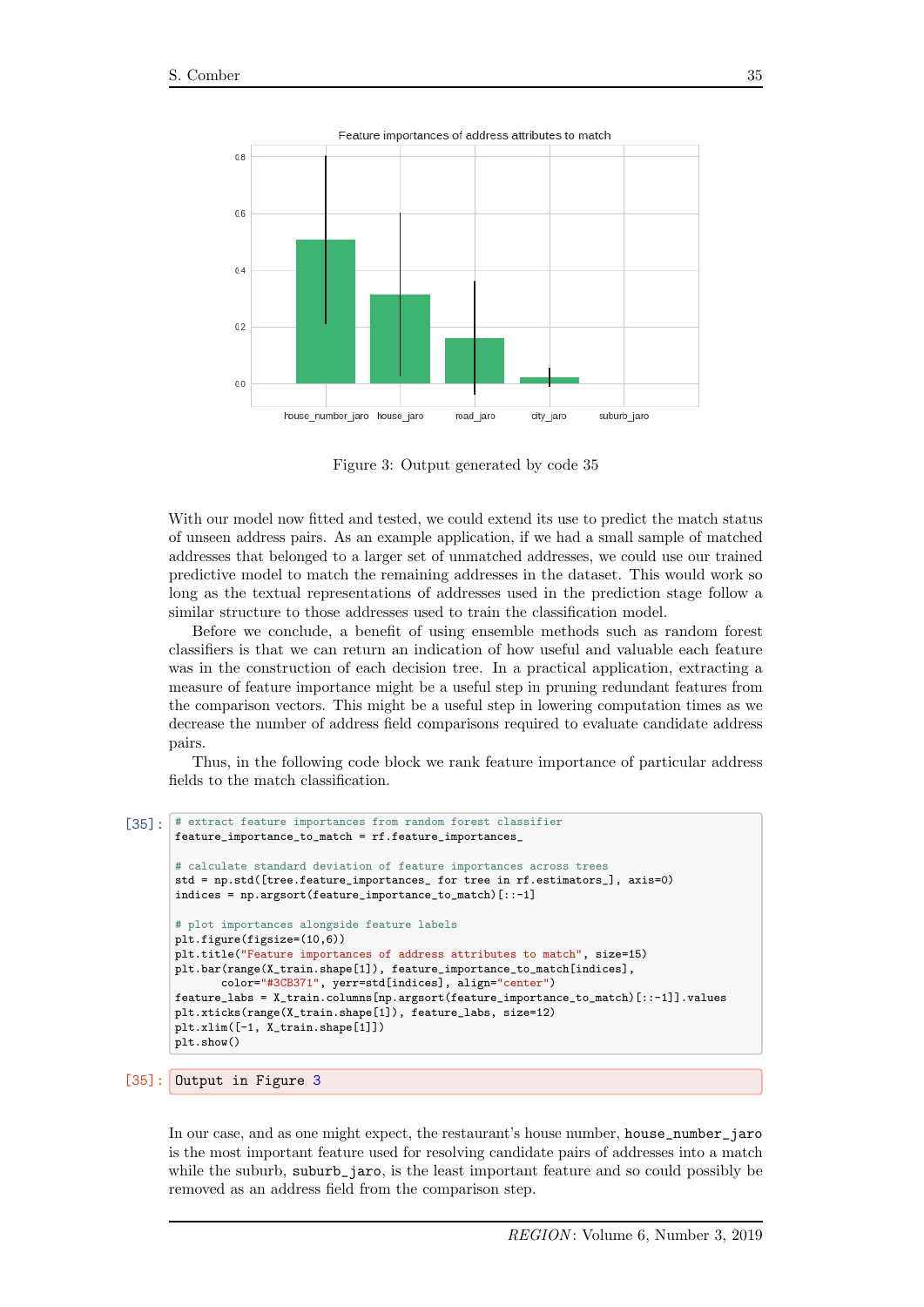Figure 3: Output generated by code 35

With our model now fitted and tested, we could extend its use to predict the match status of unseen address pairs. As an example application, if we had a small sample of matched addresses that belonged to a larger set of unmatched addresses, we could use our trained predictive model to match the remaining addresses in the dataset. This would work so long as the textual representations of addresses used in the prediction stage follow a similar structure to those addresses used to train the classification model.

Before we conclude, a benefit of using ensemble methods such as random forest classifiers is that we can return an indication of how useful and valuable each feature was in the construction of each decision tree. In a practical application, extracting a measure of feature importance might be a useful step in pruning redundant features from the comparison vectors. This might be a useful step in lowering computation times as we decrease the number of address field comparisons required to evaluate candidate address pairs.

Thus, in the following code block we rank feature importance of particular address fields to the match classification.

[35]:
```
# extract feature importances from random forest classifier
feature_importance_to_match = rf.feature_importances_

# calculate standard deviation of feature importances across trees
std = np.std([tree.feature_importances_ for tree in rf.estimators_], axis=0)
indices = np.argsort(feature_importance_to_match)[::-1]

# plot importances alongside feature labels
plt.figure(figsize=(10,6))
plt.title("Feature importances of address attributes to match", size=15)
plt.bar(range(X_train.shape[1]), feature_importance_to_match[indices],
       color="#3CB371", yerr=std[indices], align="center")
feature_labs = X_train.columns[np.argsort(feature_importance_to_match)[::-1]].values
plt.xticks(range(X_train.shape[1]), feature_labs, size=12)
plt.xlim([-1, X_train.shape[1]])
plt.show()
```

[35]: Output in Figure 3

In our case, and as one might expect, the restaurant's house number, `house_number_jaro` is the most important feature used for resolving candidate pairs of addresses into a match while the suburb, `suburb_jaro`, is the least important feature and so could possibly be removed as an address field from the comparison step.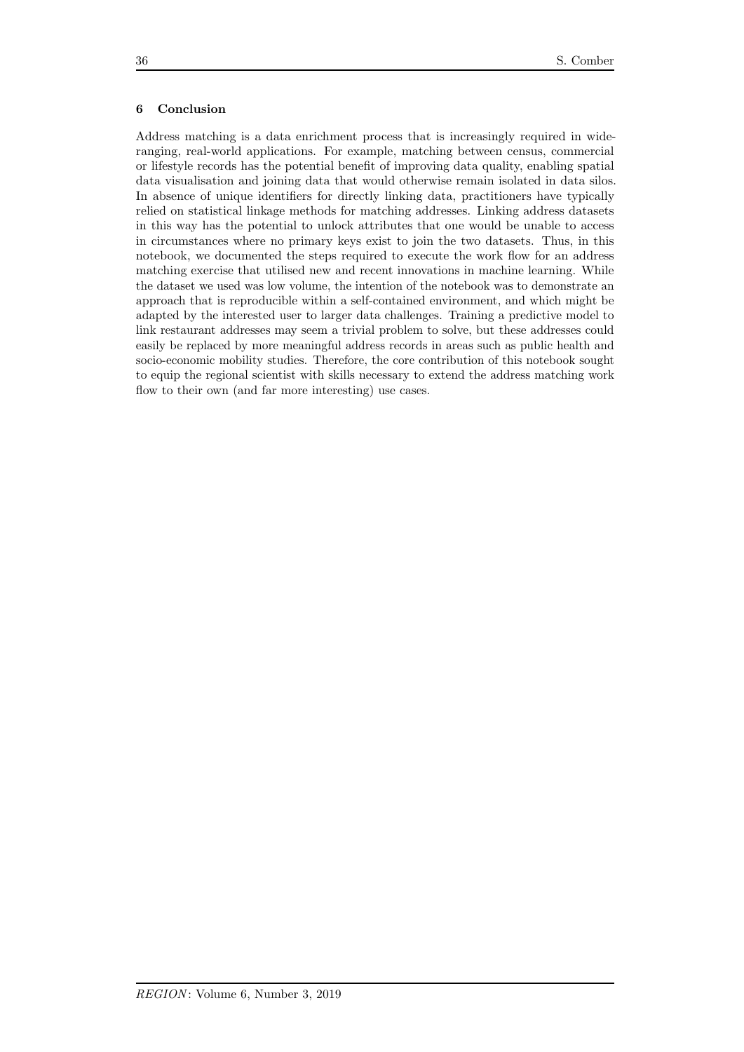## 6 Conclusion

Address matching is a data enrichment process that is increasingly required in wide-ranging, real-world applications. For example, matching between census, commercial or lifestyle records has the potential benefit of improving data quality, enabling spatial data visualisation and joining data that would otherwise remain isolated in data silos. In absence of unique identifiers for directly linking data, practitioners have typically relied on statistical linkage methods for matching addresses. Linking address datasets in this way has the potential to unlock attributes that one would be unable to access in circumstances where no primary keys exist to join the two datasets. Thus, in this notebook, we documented the steps required to execute the work flow for an address matching exercise that utilised new and recent innovations in machine learning. While the dataset we used was low volume, the intention of the notebook was to demonstrate an approach that is reproducible within a self-contained environment, and which might be adapted by the interested user to larger data challenges. Training a predictive model to link restaurant addresses may seem a trivial problem to solve, but these addresses could easily be replaced by more meaningful address records in areas such as public health and socio-economic mobility studies. Therefore, the core contribution of this notebook sought to equip the regional scientist with skills necessary to extend the address matching work flow to their own (and far more interesting) use cases.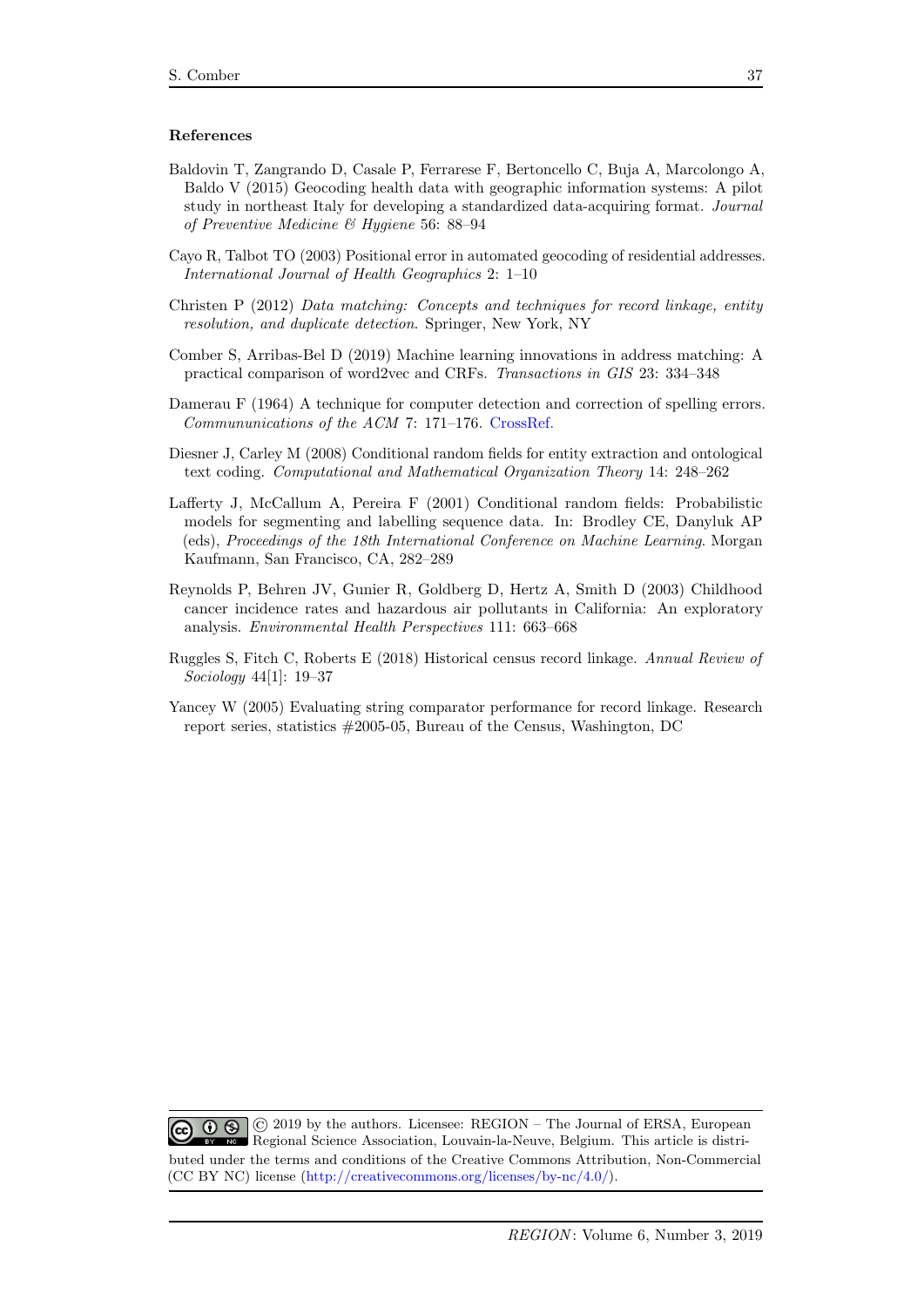### References

Baldovin T, Zangrando D, Casale P, Ferrarese F, Bertoncello C, Buja A, Marcolongo A, Baldo V (2015) Geocoding health data with geographic information systems: A pilot study in northeast Italy for developing a standardized data-acquiring format. *Journal of Preventive Medicine & Hygiene* 56: 88–94

Cayo R, Talbot TO (2003) Positional error in automated geocoding of residential addresses. *International Journal of Health Geographics* 2: 1–10

Christen P (2012) *Data matching: Concepts and techniques for record linkage, entity resolution, and duplicate detection*. Springer, New York, NY

Comber S, Arribas-Bel D (2019) Machine learning innovations in address matching: A practical comparison of word2vec and CRFs. *Transactions in GIS* 23: 334–348

Damerau F (1964) A technique for computer detection and correction of spelling errors. *Communuications of the ACM* 7: 171–176. CrossRef.

Diesner J, Carley M (2008) Conditional random fields for entity extraction and ontological text coding. *Computational and Mathematical Organization Theory* 14: 248–262

Lafferty J, McCallum A, Pereira F (2001) Conditional random fields: Probabilistic models for segmenting and labelling sequence data. In: Brodley CE, Danyluk AP (eds), *Proceedings of the 18th International Conference on Machine Learning*. Morgan Kaufmann, San Francisco, CA, 282–289

Reynolds P, Behren JV, Gunier R, Goldberg D, Hertz A, Smith D (2003) Childhood cancer incidence rates and hazardous air pollutants in California: An exploratory analysis. *Environmental Health Perspectives* 111: 663–668

Ruggles S, Fitch C, Roberts E (2018) Historical census record linkage. *Annual Review of Sociology* 44[1]: 19–37

Yancey W (2005) Evaluating string comparator performance for record linkage. Research report series, statistics #2005-05, Bureau of the Census, Washington, DC

© 2019 by the authors. Licensee: REGION – The Journal of ERSA, European Regional Science Association, Louvain-la-Neuve, Belgium. This article is distributed under the terms and conditions of the Creative Commons Attribution, Non-Commercial (CC BY NC) license (http://creativecommons.org/licenses/by-nc/4.0/).